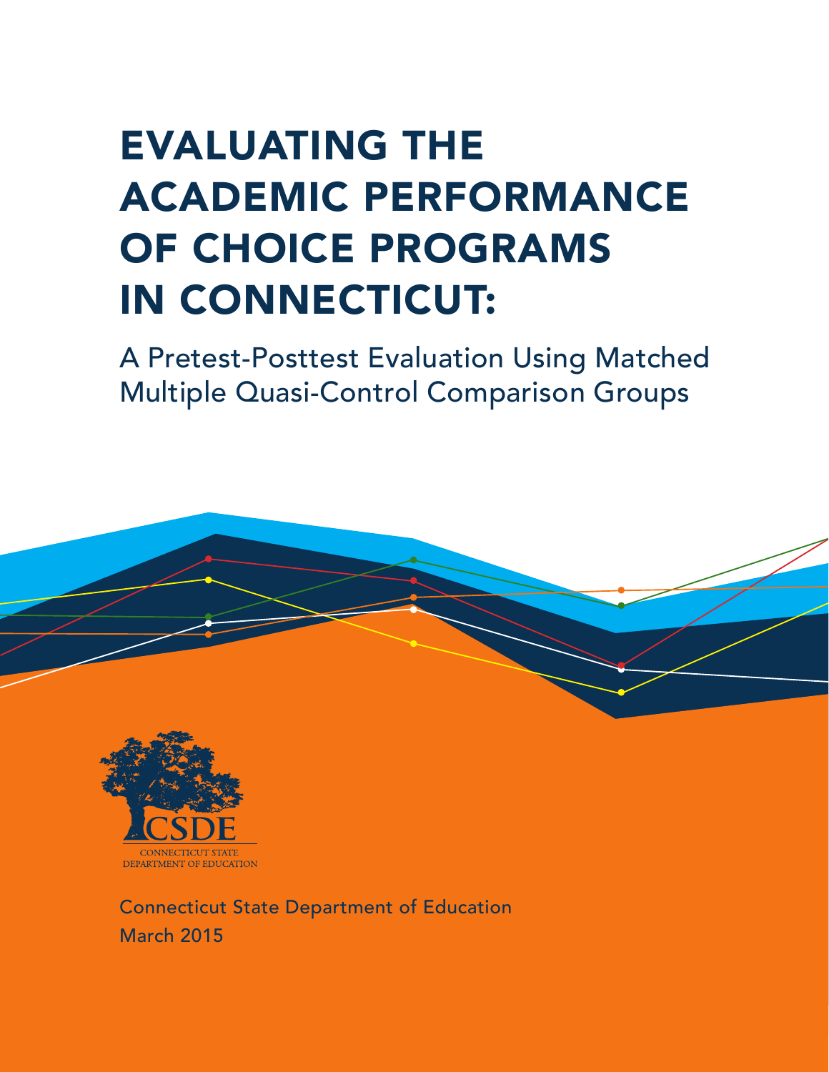# EVALUATING THE ACADEMIC PERFORMANCE OF CHOICE PROGRAMS IN CONNECTICUT:

## A Pretest-Posttest Evaluation Using Matched Multiple Quasi-Control Comparison Groups

CSDE

CONNECTICUT STATE DEPARTMENT OF EDUCATION

Connecticut State Department of Education

March 2015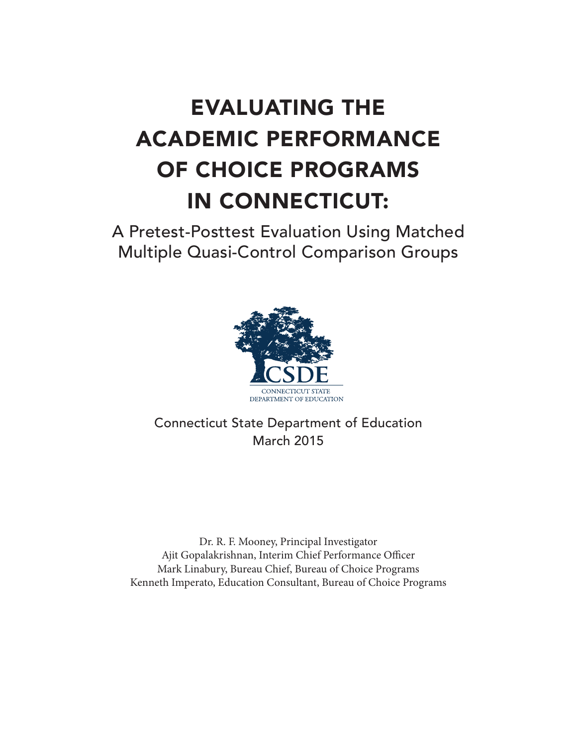# EVALUATING THE ACADEMIC PERFORMANCE OF CHOICE PROGRAMS IN CONNECTICUT:

## A Pretest-Posttest Evaluation Using Matched Multiple Quasi-Control Comparison Groups

CSDE

CONNECTICUT STATE DEPARTMENT OF EDUCATION

Connecticut State Department of Education
March 2015

Dr. R. F. Mooney, Principal Investigator
Ajit Gopalakrishnan, Interim Chief Performance Officer
Mark Linabury, Bureau Chief, Bureau of Choice Programs
Kenneth Imperato, Education Consultant, Bureau of Choice Programs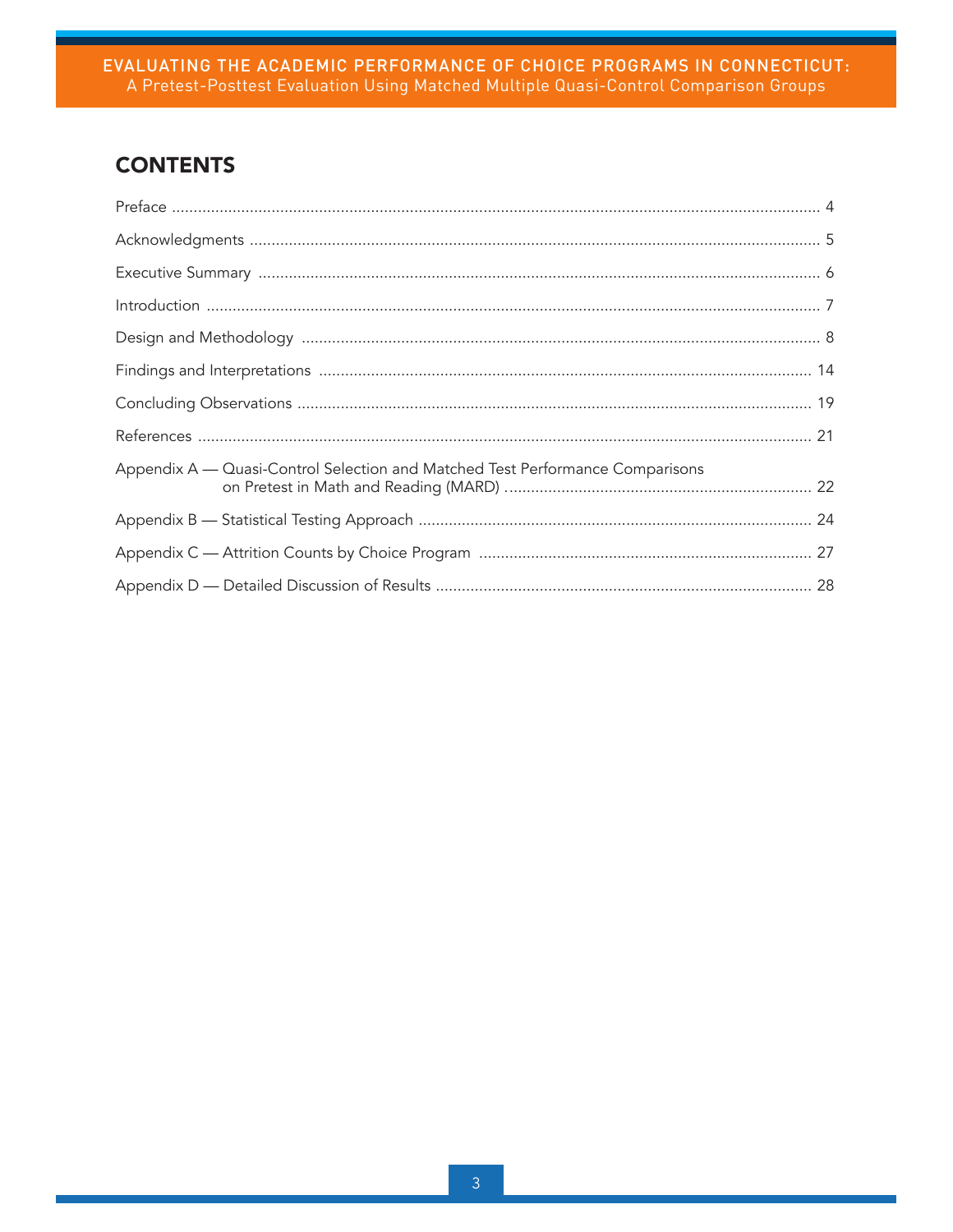## CONTENTS

Preface .......... 4

Acknowledgments .......... 5

Executive Summary .......... 6

Introduction .......... 7

Design and Methodology .......... 8

Findings and Interpretations .......... 14

Concluding Observations .......... 19

References .......... 21

Appendix A — Quasi-Control Selection and Matched Test Performance Comparisons on Pretest in Math and Reading (MARD) .......... 22

Appendix B — Statistical Testing Approach .......... 24

Appendix C — Attrition Counts by Choice Program .......... 27

Appendix D — Detailed Discussion of Results .......... 28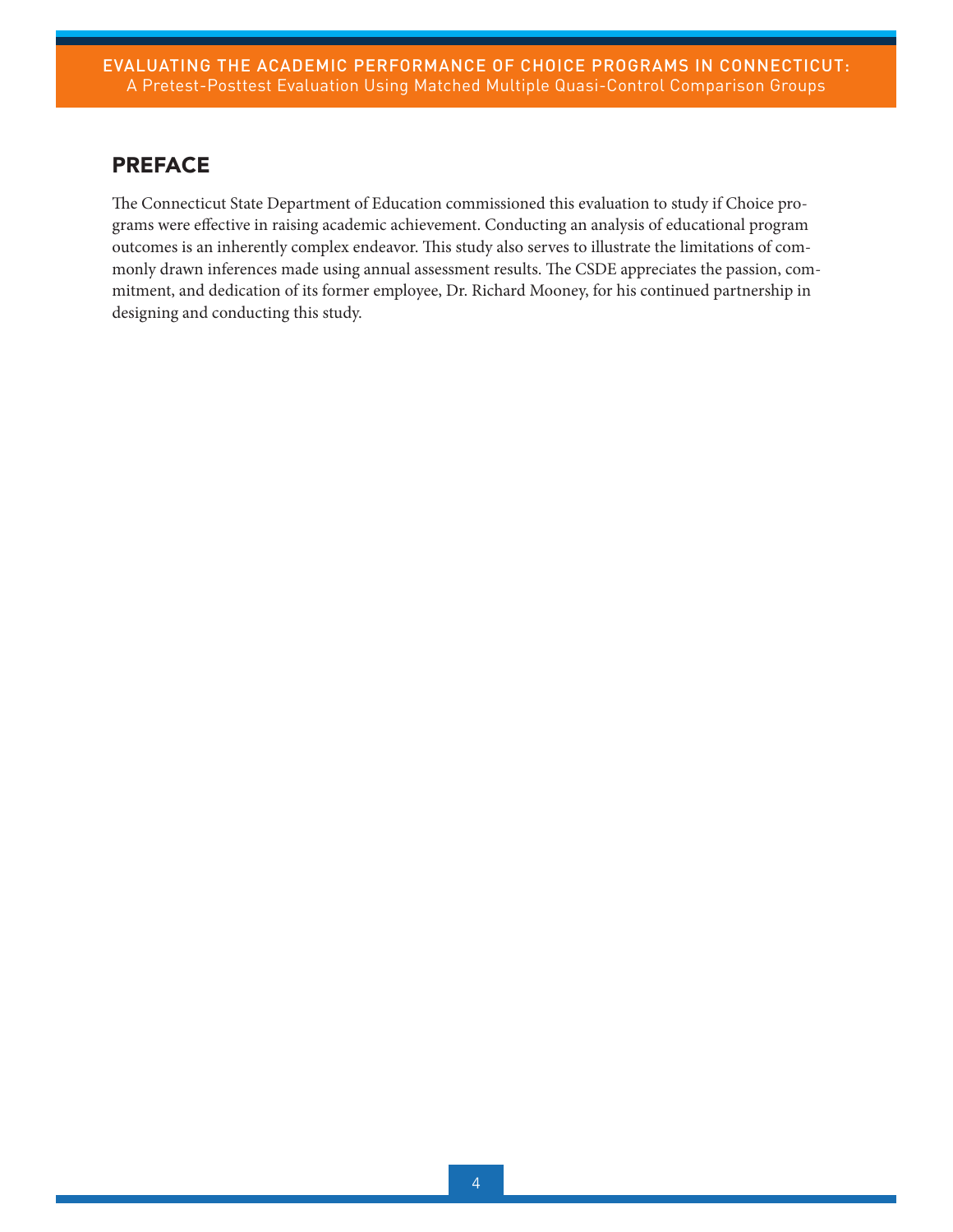## PREFACE

The Connecticut State Department of Education commissioned this evaluation to study if Choice programs were effective in raising academic achievement. Conducting an analysis of educational program outcomes is an inherently complex endeavor. This study also serves to illustrate the limitations of commonly drawn inferences made using annual assessment results. The CSDE appreciates the passion, commitment, and dedication of its former employee, Dr. Richard Mooney, for his continued partnership in designing and conducting this study.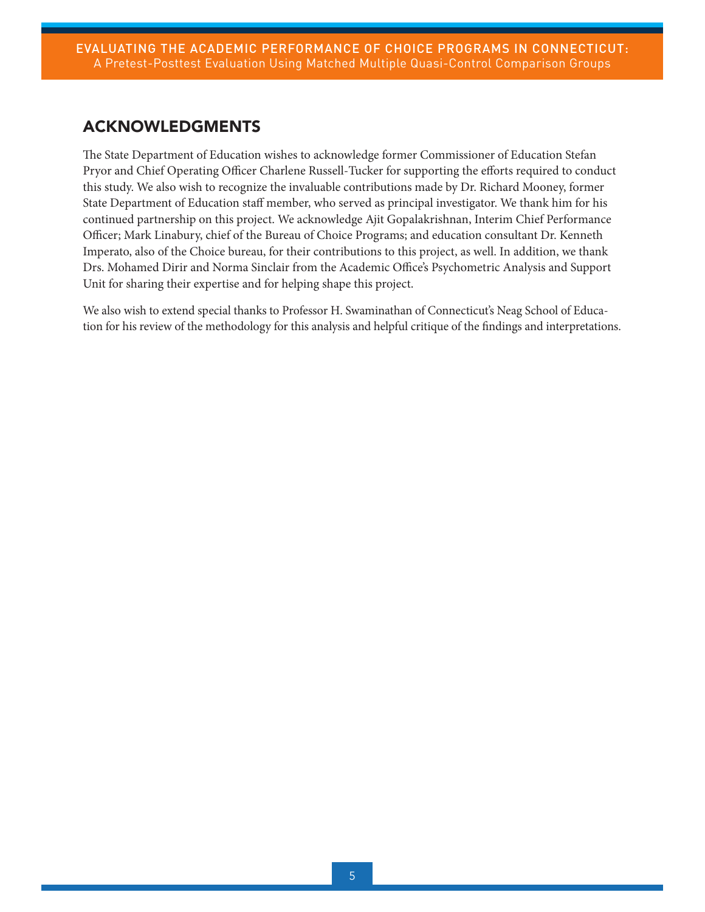## ACKNOWLEDGMENTS

The State Department of Education wishes to acknowledge former Commissioner of Education Stefan Pryor and Chief Operating Officer Charlene Russell-Tucker for supporting the efforts required to conduct this study. We also wish to recognize the invaluable contributions made by Dr. Richard Mooney, former State Department of Education staff member, who served as principal investigator. We thank him for his continued partnership on this project. We acknowledge Ajit Gopalakrishnan, Interim Chief Performance Officer; Mark Linabury, chief of the Bureau of Choice Programs; and education consultant Dr. Kenneth Imperato, also of the Choice bureau, for their contributions to this project, as well. In addition, we thank Drs. Mohamed Dirir and Norma Sinclair from the Academic Office's Psychometric Analysis and Support Unit for sharing their expertise and for helping shape this project.

We also wish to extend special thanks to Professor H. Swaminathan of Connecticut's Neag School of Education for his review of the methodology for this analysis and helpful critique of the findings and interpretations.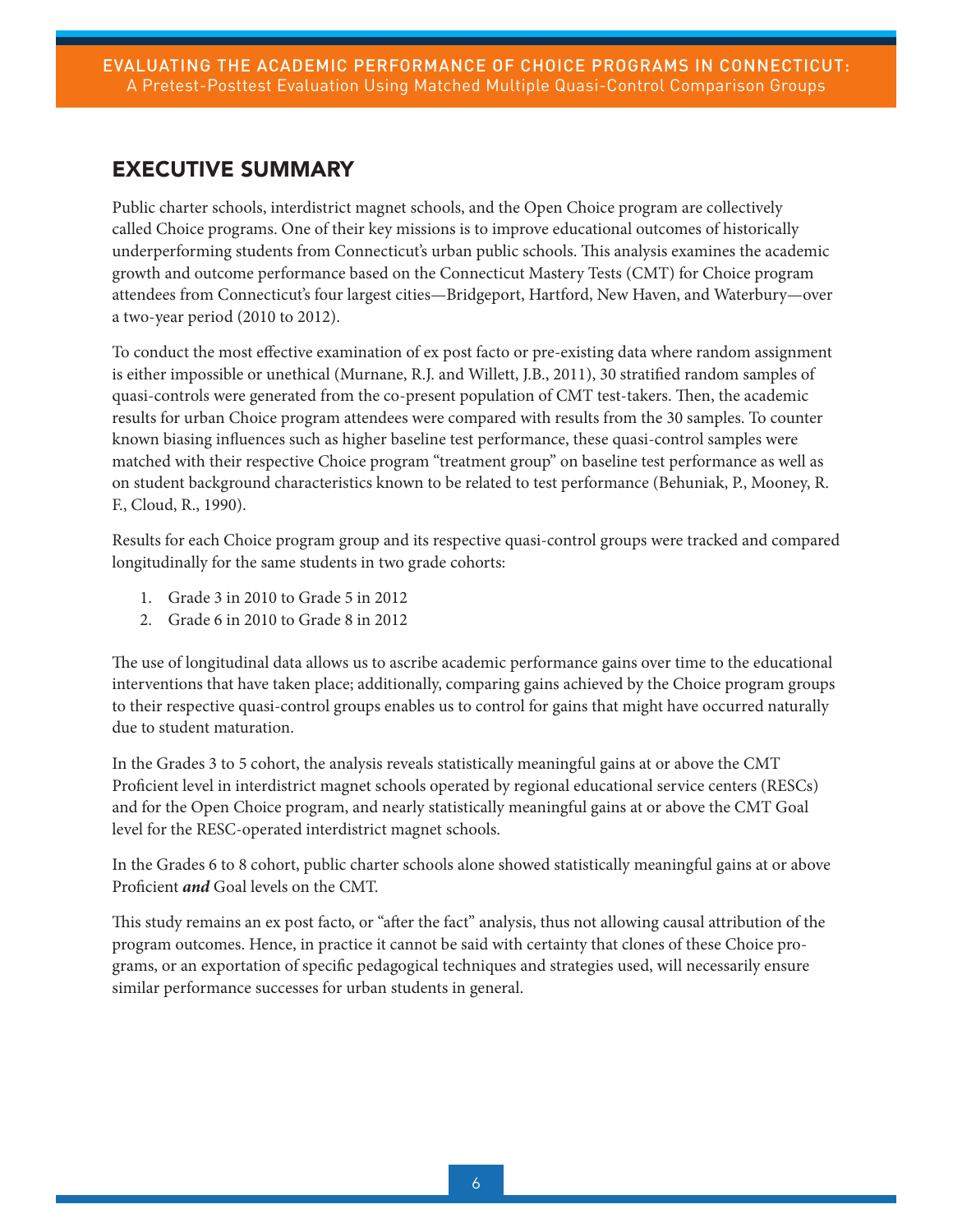## EXECUTIVE SUMMARY

Public charter schools, interdistrict magnet schools, and the Open Choice program are collectively called Choice programs. One of their key missions is to improve educational outcomes of historically underperforming students from Connecticut's urban public schools. This analysis examines the academic growth and outcome performance based on the Connecticut Mastery Tests (CMT) for Choice program attendees from Connecticut's four largest cities—Bridgeport, Hartford, New Haven, and Waterbury—over a two-year period (2010 to 2012).

To conduct the most effective examination of ex post facto or pre-existing data where random assignment is either impossible or unethical (Murnane, R.J. and Willett, J.B., 2011), 30 stratified random samples of quasi-controls were generated from the co-present population of CMT test-takers. Then, the academic results for urban Choice program attendees were compared with results from the 30 samples. To counter known biasing influences such as higher baseline test performance, these quasi-control samples were matched with their respective Choice program "treatment group" on baseline test performance as well as on student background characteristics known to be related to test performance (Behuniak, P., Mooney, R. F., Cloud, R., 1990).

Results for each Choice program group and its respective quasi-control groups were tracked and compared longitudinally for the same students in two grade cohorts:

1. Grade 3 in 2010 to Grade 5 in 2012
2. Grade 6 in 2010 to Grade 8 in 2012

The use of longitudinal data allows us to ascribe academic performance gains over time to the educational interventions that have taken place; additionally, comparing gains achieved by the Choice program groups to their respective quasi-control groups enables us to control for gains that might have occurred naturally due to student maturation.

In the Grades 3 to 5 cohort, the analysis reveals statistically meaningful gains at or above the CMT Proficient level in interdistrict magnet schools operated by regional educational service centers (RESCs) and for the Open Choice program, and nearly statistically meaningful gains at or above the CMT Goal level for the RESC-operated interdistrict magnet schools.

In the Grades 6 to 8 cohort, public charter schools alone showed statistically meaningful gains at or above Proficient ***and*** Goal levels on the CMT.

This study remains an ex post facto, or "after the fact" analysis, thus not allowing causal attribution of the program outcomes. Hence, in practice it cannot be said with certainty that clones of these Choice programs, or an exportation of specific pedagogical techniques and strategies used, will necessarily ensure similar performance successes for urban students in general.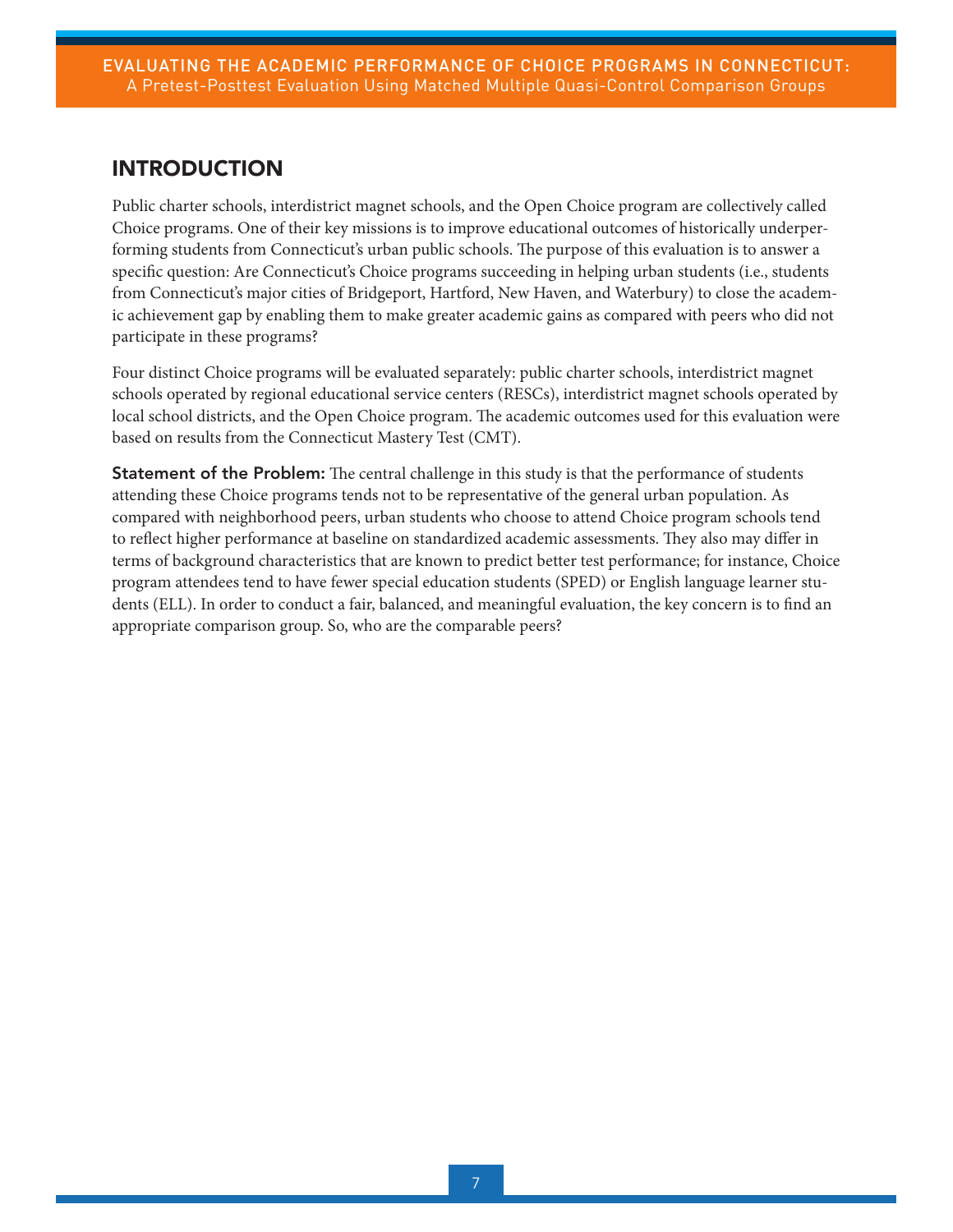## INTRODUCTION

Public charter schools, interdistrict magnet schools, and the Open Choice program are collectively called Choice programs. One of their key missions is to improve educational outcomes of historically underperforming students from Connecticut's urban public schools. The purpose of this evaluation is to answer a specific question: Are Connecticut's Choice programs succeeding in helping urban students (i.e., students from Connecticut's major cities of Bridgeport, Hartford, New Haven, and Waterbury) to close the academic achievement gap by enabling them to make greater academic gains as compared with peers who did not participate in these programs?

Four distinct Choice programs will be evaluated separately: public charter schools, interdistrict magnet schools operated by regional educational service centers (RESCs), interdistrict magnet schools operated by local school districts, and the Open Choice program. The academic outcomes used for this evaluation were based on results from the Connecticut Mastery Test (CMT).

**Statement of the Problem:** The central challenge in this study is that the performance of students attending these Choice programs tends not to be representative of the general urban population. As compared with neighborhood peers, urban students who choose to attend Choice program schools tend to reflect higher performance at baseline on standardized academic assessments. They also may differ in terms of background characteristics that are known to predict better test performance; for instance, Choice program attendees tend to have fewer special education students (SPED) or English language learner students (ELL). In order to conduct a fair, balanced, and meaningful evaluation, the key concern is to find an appropriate comparison group. So, who are the comparable peers?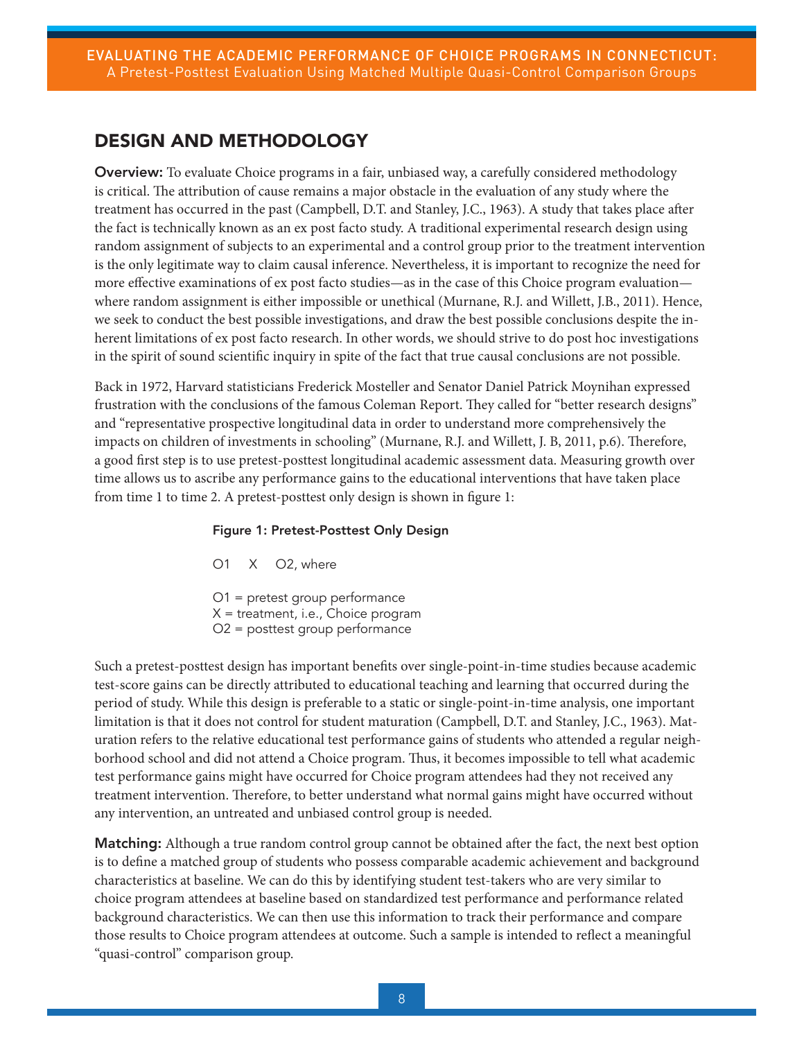## DESIGN AND METHODOLOGY

**Overview:** To evaluate Choice programs in a fair, unbiased way, a carefully considered methodology is critical. The attribution of cause remains a major obstacle in the evaluation of any study where the treatment has occurred in the past (Campbell, D.T. and Stanley, J.C., 1963). A study that takes place after the fact is technically known as an ex post facto study. A traditional experimental research design using random assignment of subjects to an experimental and a control group prior to the treatment intervention is the only legitimate way to claim causal inference. Nevertheless, it is important to recognize the need for more effective examinations of ex post facto studies—as in the case of this Choice program evaluation—where random assignment is either impossible or unethical (Murnane, R.J. and Willett, J.B., 2011). Hence, we seek to conduct the best possible investigations, and draw the best possible conclusions despite the inherent limitations of ex post facto research. In other words, we should strive to do post hoc investigations in the spirit of sound scientific inquiry in spite of the fact that true causal conclusions are not possible.

Back in 1972, Harvard statisticians Frederick Mosteller and Senator Daniel Patrick Moynihan expressed frustration with the conclusions of the famous Coleman Report. They called for "better research designs" and "representative prospective longitudinal data in order to understand more comprehensively the impacts on children of investments in schooling" (Murnane, R.J. and Willett, J. B, 2011, p.6). Therefore, a good first step is to use pretest-posttest longitudinal academic assessment data. Measuring growth over time allows us to ascribe any performance gains to the educational interventions that have taken place from time 1 to time 2. A pretest-posttest only design is shown in figure 1:

**Figure 1: Pretest-Posttest Only Design**

O1 X O2, where

O1 = pretest group performance
X = treatment, i.e., Choice program
O2 = posttest group performance

Such a pretest-posttest design has important benefits over single-point-in-time studies because academic test-score gains can be directly attributed to educational teaching and learning that occurred during the period of study. While this design is preferable to a static or single-point-in-time analysis, one important limitation is that it does not control for student maturation (Campbell, D.T. and Stanley, J.C., 1963). Maturation refers to the relative educational test performance gains of students who attended a regular neighborhood school and did not attend a Choice program. Thus, it becomes impossible to tell what academic test performance gains might have occurred for Choice program attendees had they not received any treatment intervention. Therefore, to better understand what normal gains might have occurred without any intervention, an untreated and unbiased control group is needed.

**Matching:** Although a true random control group cannot be obtained after the fact, the next best option is to define a matched group of students who possess comparable academic achievement and background characteristics at baseline. We can do this by identifying student test-takers who are very similar to choice program attendees at baseline based on standardized test performance and performance related background characteristics. We can then use this information to track their performance and compare those results to Choice program attendees at outcome. Such a sample is intended to reflect a meaningful "quasi-control" comparison group.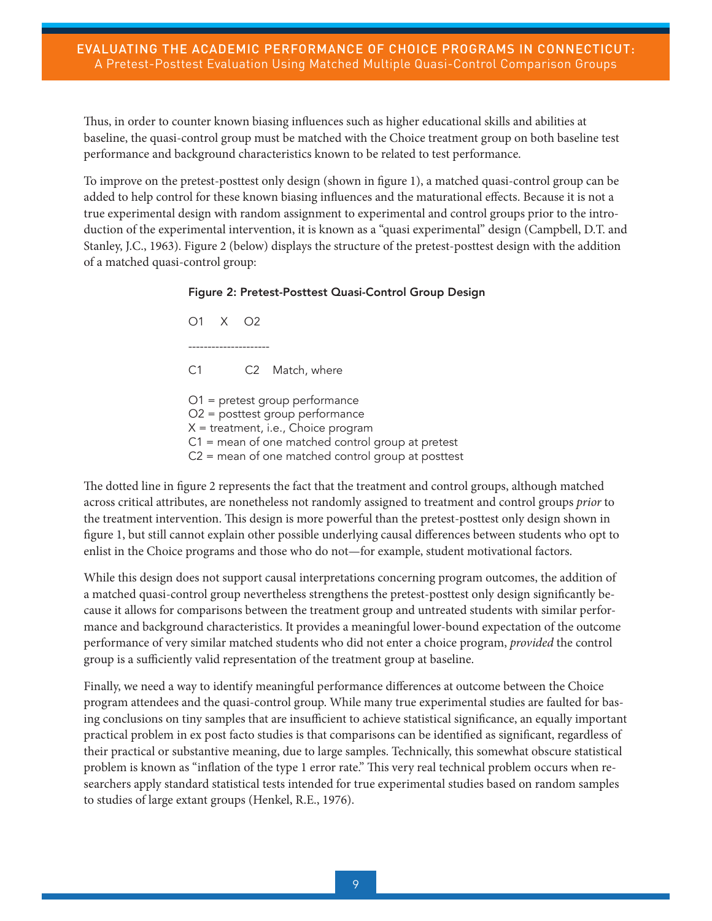Thus, in order to counter known biasing influences such as higher educational skills and abilities at baseline, the quasi-control group must be matched with the Choice treatment group on both baseline test performance and background characteristics known to be related to test performance.

To improve on the pretest-posttest only design (shown in figure 1), a matched quasi-control group can be added to help control for these known biasing influences and the maturational effects. Because it is not a true experimental design with random assignment to experimental and control groups prior to the introduction of the experimental intervention, it is known as a "quasi experimental" design (Campbell, D.T. and Stanley, J.C., 1963). Figure 2 (below) displays the structure of the pretest-posttest design with the addition of a matched quasi-control group:

**Figure 2: Pretest-Posttest Quasi-Control Group Design**

```
O1    X    O2
---------------------
C1         C2    Match, where
```

O1 = pretest group performance
O2 = posttest group performance
X = treatment, i.e., Choice program
C1 = mean of one matched control group at pretest
C2 = mean of one matched control group at posttest

The dotted line in figure 2 represents the fact that the treatment and control groups, although matched across critical attributes, are nonetheless not randomly assigned to treatment and control groups *prior* to the treatment intervention. This design is more powerful than the pretest-posttest only design shown in figure 1, but still cannot explain other possible underlying causal differences between students who opt to enlist in the Choice programs and those who do not—for example, student motivational factors.

While this design does not support causal interpretations concerning program outcomes, the addition of a matched quasi-control group nevertheless strengthens the pretest-posttest only design significantly because it allows for comparisons between the treatment group and untreated students with similar performance and background characteristics. It provides a meaningful lower-bound expectation of the outcome performance of very similar matched students who did not enter a choice program, *provided* the control group is a sufficiently valid representation of the treatment group at baseline.

Finally, we need a way to identify meaningful performance differences at outcome between the Choice program attendees and the quasi-control group. While many true experimental studies are faulted for basing conclusions on tiny samples that are insufficient to achieve statistical significance, an equally important practical problem in ex post facto studies is that comparisons can be identified as significant, regardless of their practical or substantive meaning, due to large samples. Technically, this somewhat obscure statistical problem is known as "inflation of the type 1 error rate." This very real technical problem occurs when researchers apply standard statistical tests intended for true experimental studies based on random samples to studies of large extant groups (Henkel, R.E., 1976).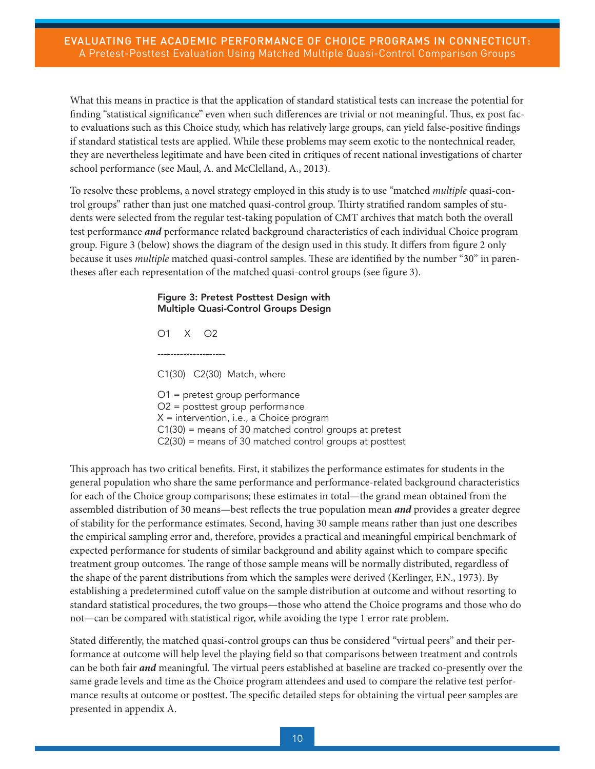What this means in practice is that the application of standard statistical tests can increase the potential for finding "statistical significance" even when such differences are trivial or not meaningful. Thus, ex post facto evaluations such as this Choice study, which has relatively large groups, can yield false-positive findings if standard statistical tests are applied. While these problems may seem exotic to the nontechnical reader, they are nevertheless legitimate and have been cited in critiques of recent national investigations of charter school performance (see Maul, A. and McClelland, A., 2013).

To resolve these problems, a novel strategy employed in this study is to use "matched *multiple* quasi-control groups" rather than just one matched quasi-control group. Thirty stratified random samples of students were selected from the regular test-taking population of CMT archives that match both the overall test performance ***and*** performance related background characteristics of each individual Choice program group. Figure 3 (below) shows the diagram of the design used in this study. It differs from figure 2 only because it uses *multiple* matched quasi-control samples. These are identified by the number "30" in parentheses after each representation of the matched quasi-control groups (see figure 3).

**Figure 3: Pretest Posttest Design with Multiple Quasi-Control Groups Design**

O1 X O2

---------------------

C1(30) C2(30) Match, where

O1 = pretest group performance  
O2 = posttest group performance  
X = intervention, i.e., a Choice program  
C1(30) = means of 30 matched control groups at pretest  
C2(30) = means of 30 matched control groups at posttest

This approach has two critical benefits. First, it stabilizes the performance estimates for students in the general population who share the same performance and performance-related background characteristics for each of the Choice group comparisons; these estimates in total—the grand mean obtained from the assembled distribution of 30 means—best reflects the true population mean ***and*** provides a greater degree of stability for the performance estimates. Second, having 30 sample means rather than just one describes the empirical sampling error and, therefore, provides a practical and meaningful empirical benchmark of expected performance for students of similar background and ability against which to compare specific treatment group outcomes. The range of those sample means will be normally distributed, regardless of the shape of the parent distributions from which the samples were derived (Kerlinger, F.N., 1973). By establishing a predetermined cutoff value on the sample distribution at outcome and without resorting to standard statistical procedures, the two groups—those who attend the Choice programs and those who do not—can be compared with statistical rigor, while avoiding the type 1 error rate problem.

Stated differently, the matched quasi-control groups can thus be considered "virtual peers" and their performance at outcome will help level the playing field so that comparisons between treatment and controls can be both fair ***and*** meaningful. The virtual peers established at baseline are tracked co-presently over the same grade levels and time as the Choice program attendees and used to compare the relative test performance results at outcome or posttest. The specific detailed steps for obtaining the virtual peer samples are presented in appendix A.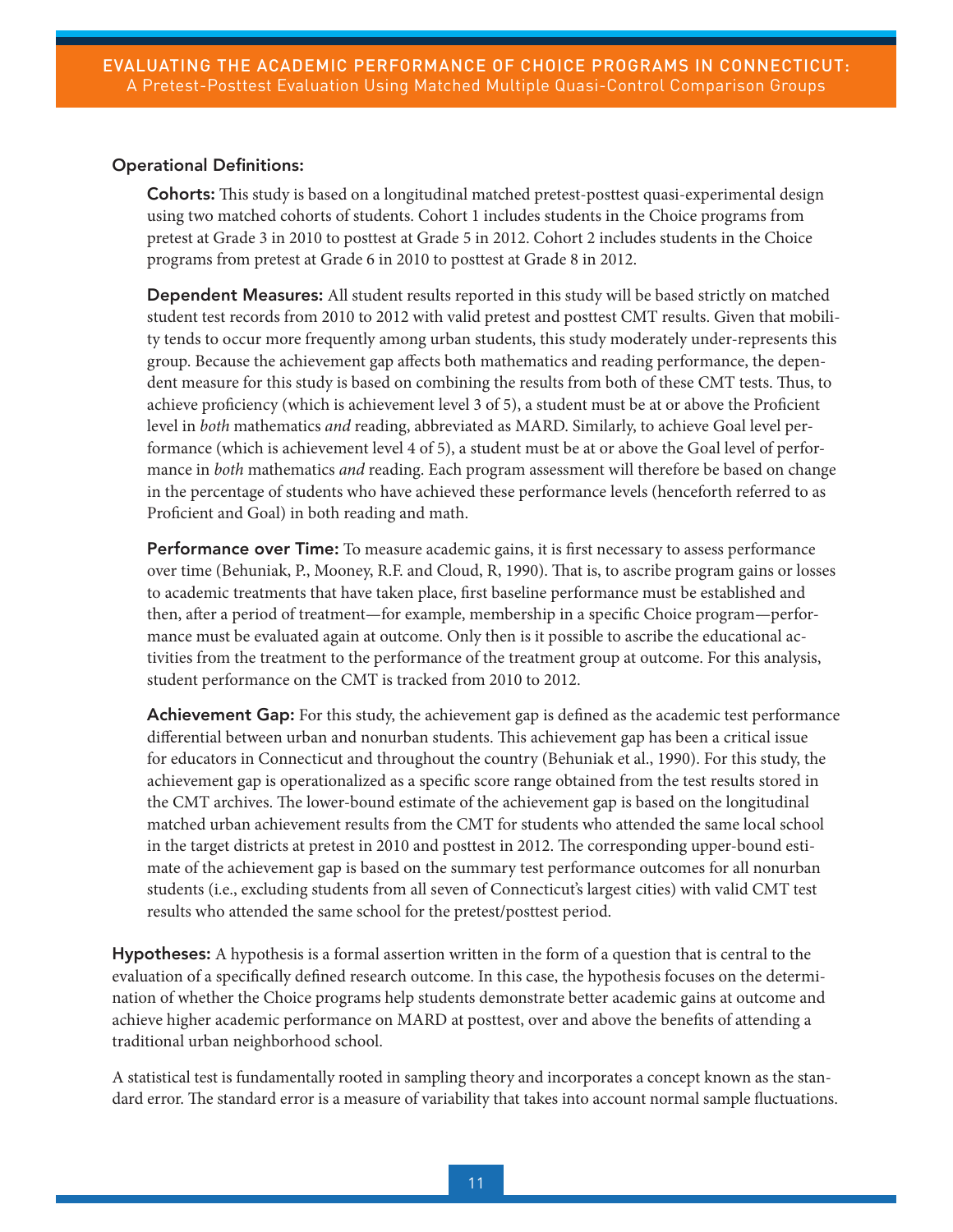**Operational Definitions:**

**Cohorts:** This study is based on a longitudinal matched pretest-posttest quasi-experimental design using two matched cohorts of students. Cohort 1 includes students in the Choice programs from pretest at Grade 3 in 2010 to posttest at Grade 5 in 2012. Cohort 2 includes students in the Choice programs from pretest at Grade 6 in 2010 to posttest at Grade 8 in 2012.

**Dependent Measures:** All student results reported in this study will be based strictly on matched student test records from 2010 to 2012 with valid pretest and posttest CMT results. Given that mobility tends to occur more frequently among urban students, this study moderately under-represents this group. Because the achievement gap affects both mathematics and reading performance, the dependent measure for this study is based on combining the results from both of these CMT tests. Thus, to achieve proficiency (which is achievement level 3 of 5), a student must be at or above the Proficient level in *both* mathematics *and* reading, abbreviated as MARD. Similarly, to achieve Goal level performance (which is achievement level 4 of 5), a student must be at or above the Goal level of performance in *both* mathematics *and* reading. Each program assessment will therefore be based on change in the percentage of students who have achieved these performance levels (henceforth referred to as Proficient and Goal) in both reading and math.

**Performance over Time:** To measure academic gains, it is first necessary to assess performance over time (Behuniak, P., Mooney, R.F. and Cloud, R, 1990). That is, to ascribe program gains or losses to academic treatments that have taken place, first baseline performance must be established and then, after a period of treatment—for example, membership in a specific Choice program—performance must be evaluated again at outcome. Only then is it possible to ascribe the educational activities from the treatment to the performance of the treatment group at outcome. For this analysis, student performance on the CMT is tracked from 2010 to 2012.

**Achievement Gap:** For this study, the achievement gap is defined as the academic test performance differential between urban and nonurban students. This achievement gap has been a critical issue for educators in Connecticut and throughout the country (Behuniak et al., 1990). For this study, the achievement gap is operationalized as a specific score range obtained from the test results stored in the CMT archives. The lower-bound estimate of the achievement gap is based on the longitudinal matched urban achievement results from the CMT for students who attended the same local school in the target districts at pretest in 2010 and posttest in 2012. The corresponding upper-bound estimate of the achievement gap is based on the summary test performance outcomes for all nonurban students (i.e., excluding students from all seven of Connecticut's largest cities) with valid CMT test results who attended the same school for the pretest/posttest period.

**Hypotheses:** A hypothesis is a formal assertion written in the form of a question that is central to the evaluation of a specifically defined research outcome. In this case, the hypothesis focuses on the determination of whether the Choice programs help students demonstrate better academic gains at outcome and achieve higher academic performance on MARD at posttest, over and above the benefits of attending a traditional urban neighborhood school.

A statistical test is fundamentally rooted in sampling theory and incorporates a concept known as the standard error. The standard error is a measure of variability that takes into account normal sample fluctuations.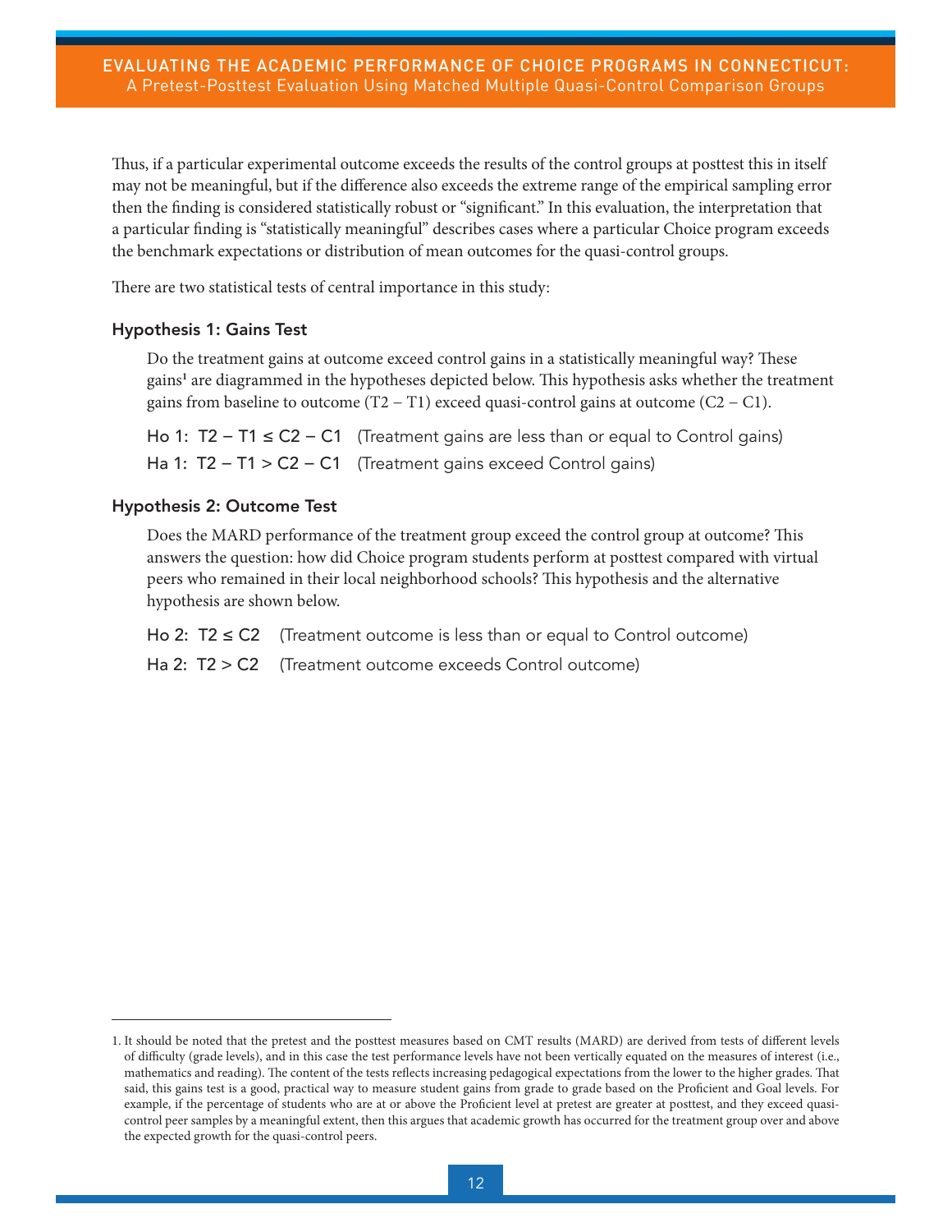Thus, if a particular experimental outcome exceeds the results of the control groups at posttest this in itself may not be meaningful, but if the difference also exceeds the extreme range of the empirical sampling error then the finding is considered statistically robust or "significant." In this evaluation, the interpretation that a particular finding is "statistically meaningful" describes cases where a particular Choice program exceeds the benchmark expectations or distribution of mean outcomes for the quasi-control groups.

There are two statistical tests of central importance in this study:

### Hypothesis 1: Gains Test

Do the treatment gains at outcome exceed control gains in a statistically meaningful way? These gains[1] are diagrammed in the hypotheses depicted below. This hypothesis asks whether the treatment gains from baseline to outcome (T2 – T1) exceed quasi-control gains at outcome (C2 – C1).

Ho 1: $T2 - T1 \leq C2 - C1$ (Treatment gains are less than or equal to Control gains)

Ha 1: $T2 - T1 > C2 - C1$ (Treatment gains exceed Control gains)

### Hypothesis 2: Outcome Test

Does the MARD performance of the treatment group exceed the control group at outcome? This answers the question: how did Choice program students perform at posttest compared with virtual peers who remained in their local neighborhood schools? This hypothesis and the alternative hypothesis are shown below.

Ho 2: $T2 \leq C2$ (Treatment outcome is less than or equal to Control outcome)

Ha 2: $T2 > C2$ (Treatment outcome exceeds Control outcome)

---

1. It should be noted that the pretest and the posttest measures based on CMT results (MARD) are derived from tests of different levels of difficulty (grade levels), and in this case the test performance levels have not been vertically equated on the measures of interest (i.e., mathematics and reading). The content of the tests reflects increasing pedagogical expectations from the lower to the higher grades. That said, this gains test is a good, practical way to measure student gains from grade to grade based on the Proficient and Goal levels. For example, if the percentage of students who are at or above the Proficient level at pretest are greater at posttest, and they exceed quasi-control peer samples by a meaningful extent, then this argues that academic growth has occurred for the treatment group over and above the expected growth for the quasi-control peers.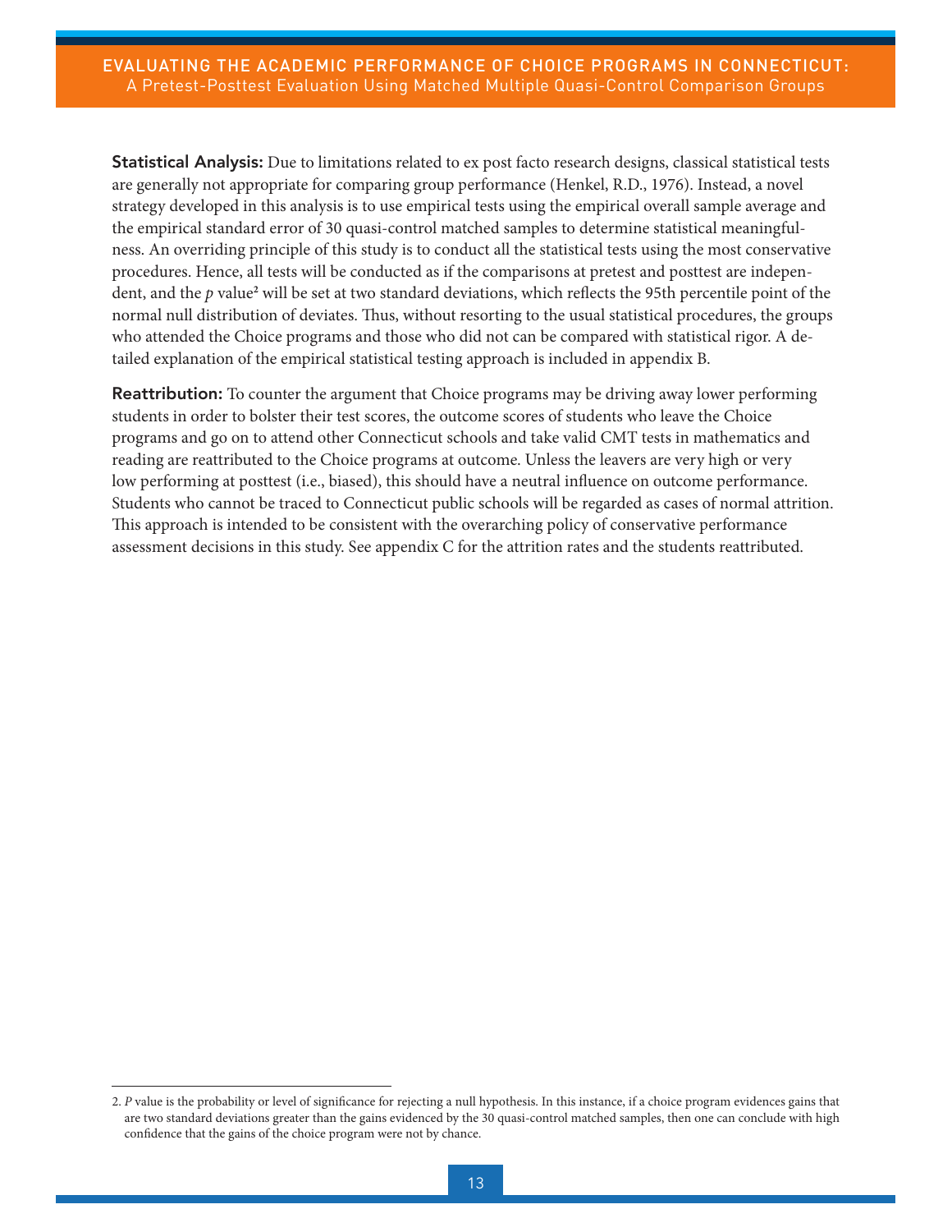**Statistical Analysis:** Due to limitations related to ex post facto research designs, classical statistical tests are generally not appropriate for comparing group performance (Henkel, R.D., 1976). Instead, a novel strategy developed in this analysis is to use empirical tests using the empirical overall sample average and the empirical standard error of 30 quasi-control matched samples to determine statistical meaningfulness. An overriding principle of this study is to conduct all the statistical tests using the most conservative procedures. Hence, all tests will be conducted as if the comparisons at pretest and posttest are independent, and the *p* value[2] will be set at two standard deviations, which reflects the 95th percentile point of the normal null distribution of deviates. Thus, without resorting to the usual statistical procedures, the groups who attended the Choice programs and those who did not can be compared with statistical rigor. A detailed explanation of the empirical statistical testing approach is included in appendix B.

**Reattribution:** To counter the argument that Choice programs may be driving away lower performing students in order to bolster their test scores, the outcome scores of students who leave the Choice programs and go on to attend other Connecticut schools and take valid CMT tests in mathematics and reading are reattributed to the Choice programs at outcome. Unless the leavers are very high or very low performing at posttest (i.e., biased), this should have a neutral influence on outcome performance. Students who cannot be traced to Connecticut public schools will be regarded as cases of normal attrition. This approach is intended to be consistent with the overarching policy of conservative performance assessment decisions in this study. See appendix C for the attrition rates and the students reattributed.

---

2. *P* value is the probability or level of significance for rejecting a null hypothesis. In this instance, if a choice program evidences gains that are two standard deviations greater than the gains evidenced by the 30 quasi-control matched samples, then one can conclude with high confidence that the gains of the choice program were not by chance.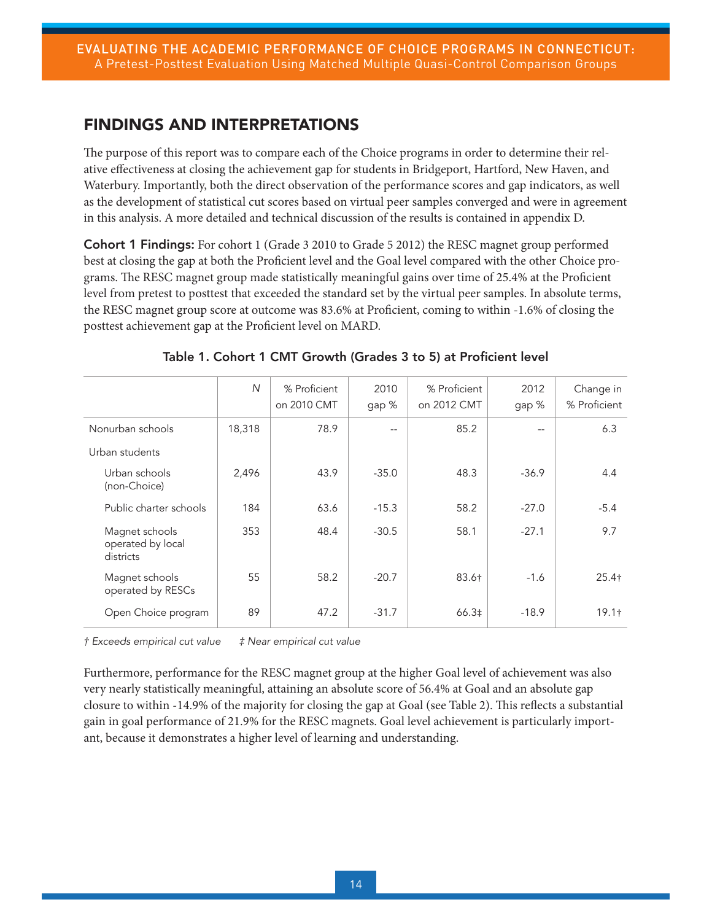## FINDINGS AND INTERPRETATIONS

The purpose of this report was to compare each of the Choice programs in order to determine their relative effectiveness at closing the achievement gap for students in Bridgeport, Hartford, New Haven, and Waterbury. Importantly, both the direct observation of the performance scores and gap indicators, as well as the development of statistical cut scores based on virtual peer samples converged and were in agreement in this analysis. A more detailed and technical discussion of the results is contained in appendix D.

**Cohort 1 Findings:** For cohort 1 (Grade 3 2010 to Grade 5 2012) the RESC magnet group performed best at closing the gap at both the Proficient level and the Goal level compared with the other Choice programs. The RESC magnet group made statistically meaningful gains over time of 25.4% at the Proficient level from pretest to posttest that exceeded the standard set by the virtual peer samples. In absolute terms, the RESC magnet group score at outcome was 83.6% at Proficient, coming to within -1.6% of closing the posttest achievement gap at the Proficient level on MARD.

**Table 1. Cohort 1 CMT Growth (Grades 3 to 5) at Proficient level**

| | *N* | % Proficient on 2010 CMT | 2010 gap % | % Proficient on 2012 CMT | 2012 gap % | Change in % Proficient |
|---|---|---|---|---|---|---|
| Nonurban schools | 18,318 | 78.9 | -- | 85.2 | -- | 6.3 |
| Urban students | | | | | | |
| Urban schools (non-Choice) | 2,496 | 43.9 | -35.0 | 48.3 | -36.9 | 4.4 |
| Public charter schools | 184 | 63.6 | -15.3 | 58.2 | -27.0 | -5.4 |
| Magnet schools operated by local districts | 353 | 48.4 | -30.5 | 58.1 | -27.1 | 9.7 |
| Magnet schools operated by RESCs | 55 | 58.2 | -20.7 | 83.6† | -1.6 | 25.4† |
| Open Choice program | 89 | 47.2 | -31.7 | 66.3‡ | -18.9 | 19.1† |

*† Exceeds empirical cut value ‡ Near empirical cut value*

Furthermore, performance for the RESC magnet group at the higher Goal level of achievement was also very nearly statistically meaningful, attaining an absolute score of 56.4% at Goal and an absolute gap closure to within -14.9% of the majority for closing the gap at Goal (see Table 2). This reflects a substantial gain in goal performance of 21.9% for the RESC magnets. Goal level achievement is particularly important, because it demonstrates a higher level of learning and understanding.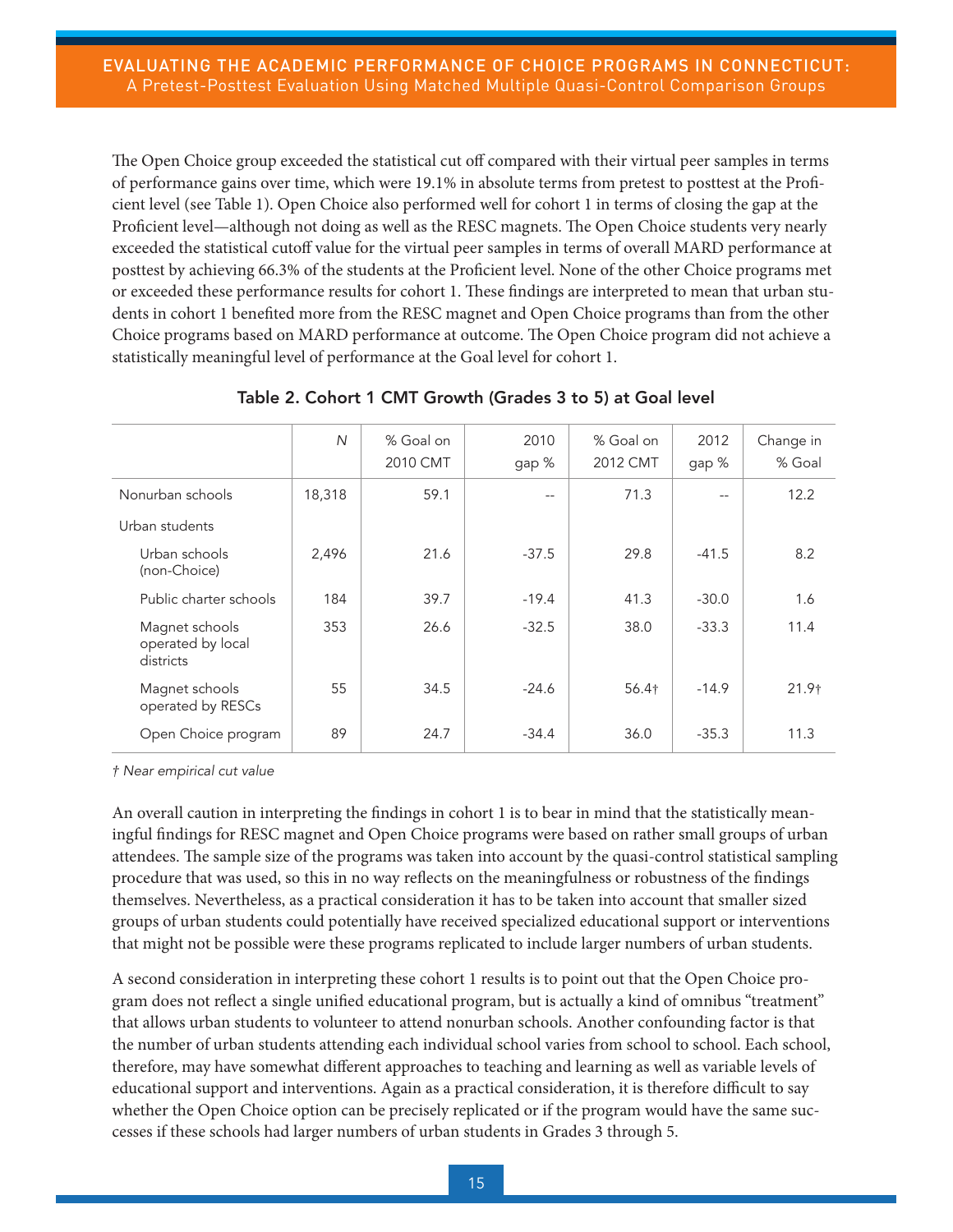The Open Choice group exceeded the statistical cut off compared with their virtual peer samples in terms of performance gains over time, which were 19.1% in absolute terms from pretest to posttest at the Proficient level (see Table 1). Open Choice also performed well for cohort 1 in terms of closing the gap at the Proficient level—although not doing as well as the RESC magnets. The Open Choice students very nearly exceeded the statistical cutoff value for the virtual peer samples in terms of overall MARD performance at posttest by achieving 66.3% of the students at the Proficient level. None of the other Choice programs met or exceeded these performance results for cohort 1. These findings are interpreted to mean that urban students in cohort 1 benefited more from the RESC magnet and Open Choice programs than from the other Choice programs based on MARD performance at outcome. The Open Choice program did not achieve a statistically meaningful level of performance at the Goal level for cohort 1.

**Table 2. Cohort 1 CMT Growth (Grades 3 to 5) at Goal level**

| | *N* | % Goal on 2010 CMT | 2010 gap % | % Goal on 2012 CMT | 2012 gap % | Change in % Goal |
|---|---|---|---|---|---|---|
| Nonurban schools | 18,318 | 59.1 | -- | 71.3 | -- | 12.2 |
| Urban students | | | | | | |
| Urban schools (non-Choice) | 2,496 | 21.6 | -37.5 | 29.8 | -41.5 | 8.2 |
| Public charter schools | 184 | 39.7 | -19.4 | 41.3 | -30.0 | 1.6 |
| Magnet schools operated by local districts | 353 | 26.6 | -32.5 | 38.0 | -33.3 | 11.4 |
| Magnet schools operated by RESCs | 55 | 34.5 | -24.6 | 56.4† | -14.9 | 21.9† |
| Open Choice program | 89 | 24.7 | -34.4 | 36.0 | -35.3 | 11.3 |

*† Near empirical cut value*

An overall caution in interpreting the findings in cohort 1 is to bear in mind that the statistically meaningful findings for RESC magnet and Open Choice programs were based on rather small groups of urban attendees. The sample size of the programs was taken into account by the quasi-control statistical sampling procedure that was used, so this in no way reflects on the meaningfulness or robustness of the findings themselves. Nevertheless, as a practical consideration it has to be taken into account that smaller sized groups of urban students could potentially have received specialized educational support or interventions that might not be possible were these programs replicated to include larger numbers of urban students.

A second consideration in interpreting these cohort 1 results is to point out that the Open Choice program does not reflect a single unified educational program, but is actually a kind of omnibus "treatment" that allows urban students to volunteer to attend nonurban schools. Another confounding factor is that the number of urban students attending each individual school varies from school to school. Each school, therefore, may have somewhat different approaches to teaching and learning as well as variable levels of educational support and interventions. Again as a practical consideration, it is therefore difficult to say whether the Open Choice option can be precisely replicated or if the program would have the same successes if these schools had larger numbers of urban students in Grades 3 through 5.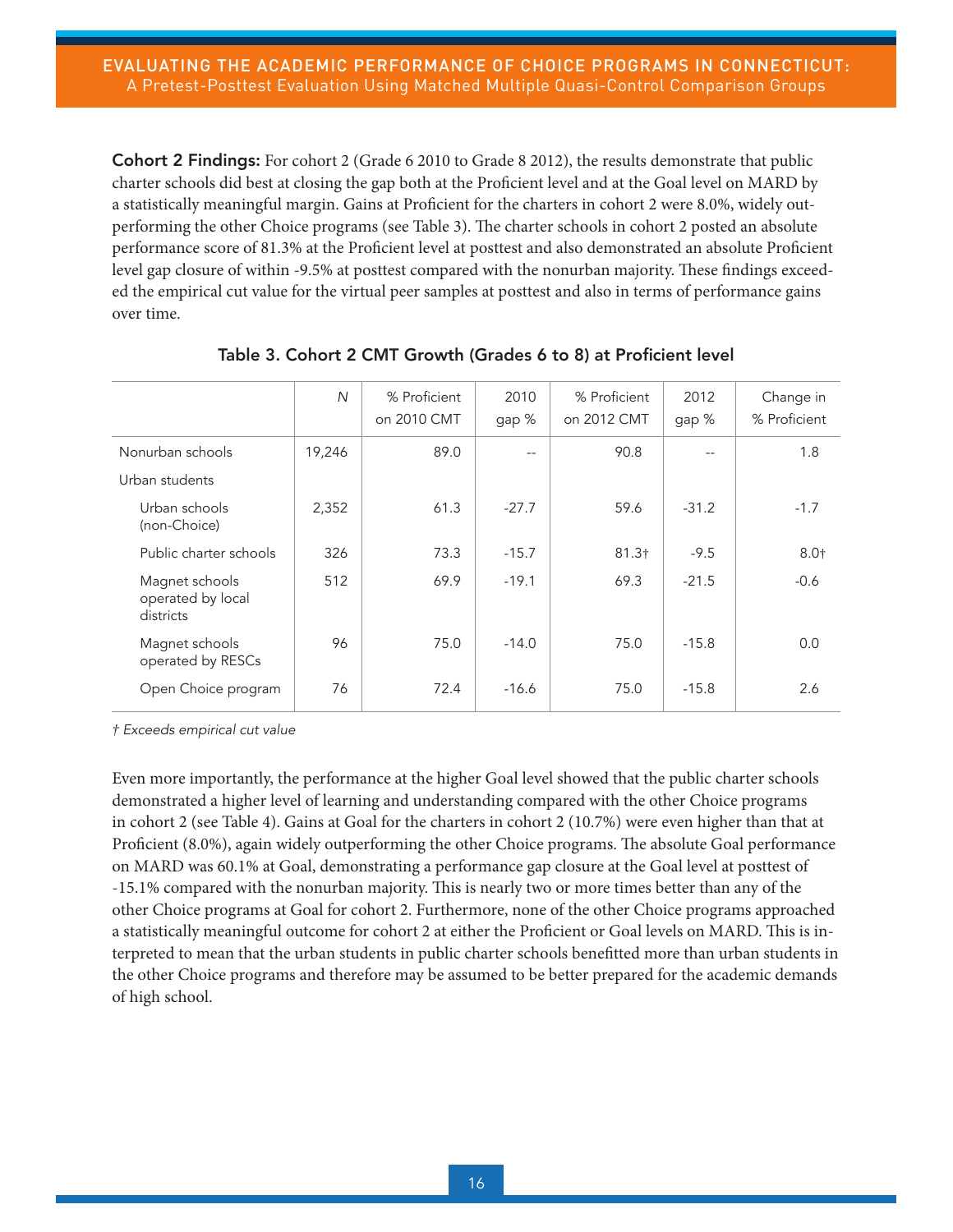**Cohort 2 Findings:** For cohort 2 (Grade 6 2010 to Grade 8 2012), the results demonstrate that public charter schools did best at closing the gap both at the Proficient level and at the Goal level on MARD by a statistically meaningful margin. Gains at Proficient for the charters in cohort 2 were 8.0%, widely outperforming the other Choice programs (see Table 3). The charter schools in cohort 2 posted an absolute performance score of 81.3% at the Proficient level at posttest and also demonstrated an absolute Proficient level gap closure of within -9.5% at posttest compared with the nonurban majority. These findings exceeded the empirical cut value for the virtual peer samples at posttest and also in terms of performance gains over time.

**Table 3. Cohort 2 CMT Growth (Grades 6 to 8) at Proficient level**

| | *N* | % Proficient on 2010 CMT | 2010 gap % | % Proficient on 2012 CMT | 2012 gap % | Change in % Proficient |
|---|---|---|---|---|---|---|
| Nonurban schools | 19,246 | 89.0 | -- | 90.8 | -- | 1.8 |
| Urban students | | | | | | |
| Urban schools (non-Choice) | 2,352 | 61.3 | -27.7 | 59.6 | -31.2 | -1.7 |
| Public charter schools | 326 | 73.3 | -15.7 | 81.3† | -9.5 | 8.0† |
| Magnet schools operated by local districts | 512 | 69.9 | -19.1 | 69.3 | -21.5 | -0.6 |
| Magnet schools operated by RESCs | 96 | 75.0 | -14.0 | 75.0 | -15.8 | 0.0 |
| Open Choice program | 76 | 72.4 | -16.6 | 75.0 | -15.8 | 2.6 |

*† Exceeds empirical cut value*

Even more importantly, the performance at the higher Goal level showed that the public charter schools demonstrated a higher level of learning and understanding compared with the other Choice programs in cohort 2 (see Table 4). Gains at Goal for the charters in cohort 2 (10.7%) were even higher than that at Proficient (8.0%), again widely outperforming the other Choice programs. The absolute Goal performance on MARD was 60.1% at Goal, demonstrating a performance gap closure at the Goal level at posttest of -15.1% compared with the nonurban majority. This is nearly two or more times better than any of the other Choice programs at Goal for cohort 2. Furthermore, none of the other Choice programs approached a statistically meaningful outcome for cohort 2 at either the Proficient or Goal levels on MARD. This is interpreted to mean that the urban students in public charter schools benefitted more than urban students in the other Choice programs and therefore may be assumed to be better prepared for the academic demands of high school.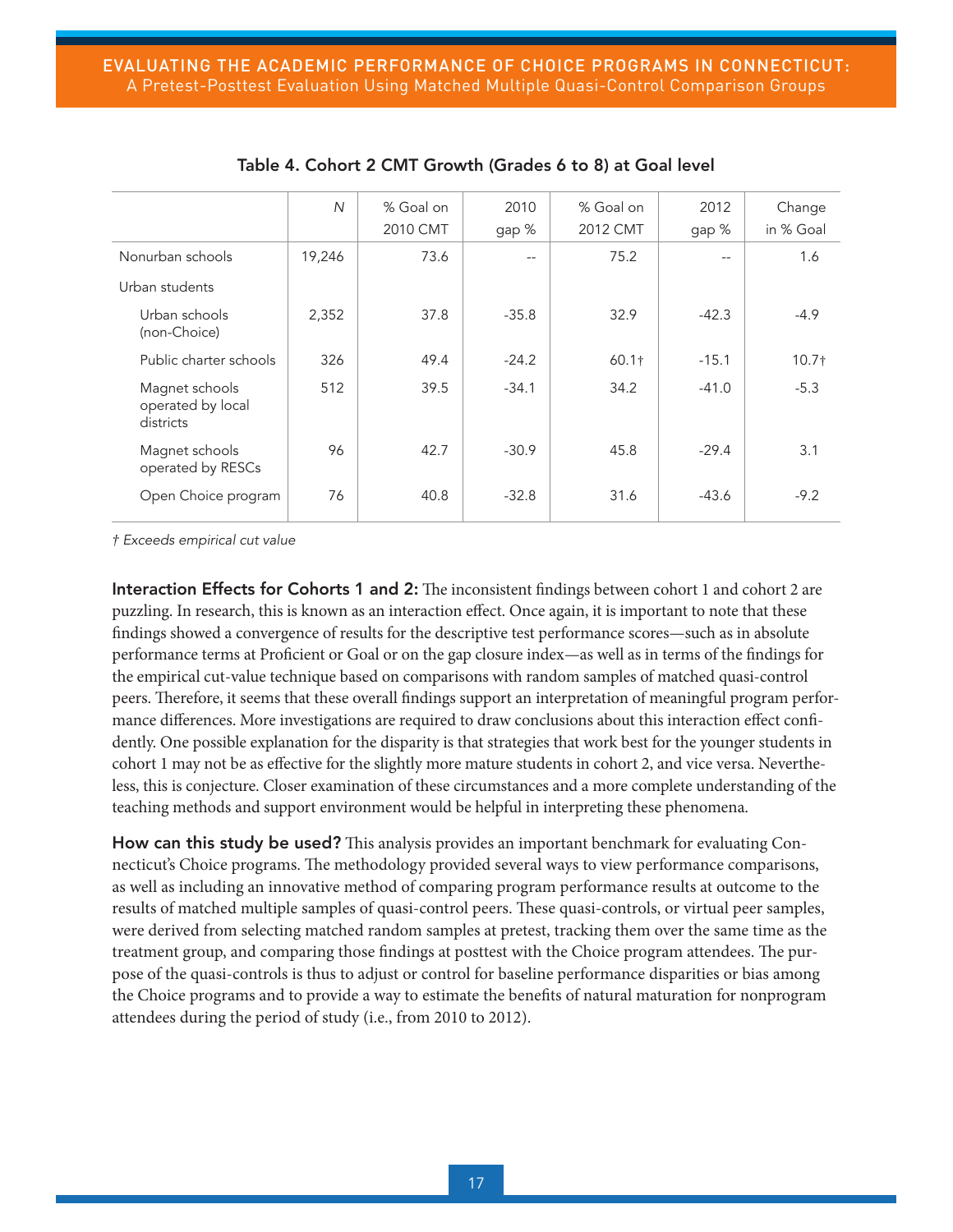**Table 4. Cohort 2 CMT Growth (Grades 6 to 8) at Goal level**

| | *N* | % Goal on 2010 CMT | 2010 gap % | % Goal on 2012 CMT | 2012 gap % | Change in % Goal |
|---|---|---|---|---|---|---|
| Nonurban schools | 19,246 | 73.6 | -- | 75.2 | -- | 1.6 |
| Urban students | | | | | | |
| Urban schools (non-Choice) | 2,352 | 37.8 | -35.8 | 32.9 | -42.3 | -4.9 |
| Public charter schools | 326 | 49.4 | -24.2 | 60.1† | -15.1 | 10.7† |
| Magnet schools operated by local districts | 512 | 39.5 | -34.1 | 34.2 | -41.0 | -5.3 |
| Magnet schools operated by RESCs | 96 | 42.7 | -30.9 | 45.8 | -29.4 | 3.1 |
| Open Choice program | 76 | 40.8 | -32.8 | 31.6 | -43.6 | -9.2 |

*† Exceeds empirical cut value*

**Interaction Effects for Cohorts 1 and 2:** The inconsistent findings between cohort 1 and cohort 2 are puzzling. In research, this is known as an interaction effect. Once again, it is important to note that these findings showed a convergence of results for the descriptive test performance scores—such as in absolute performance terms at Proficient or Goal or on the gap closure index—as well as in terms of the findings for the empirical cut-value technique based on comparisons with random samples of matched quasi-control peers. Therefore, it seems that these overall findings support an interpretation of meaningful program performance differences. More investigations are required to draw conclusions about this interaction effect confidently. One possible explanation for the disparity is that strategies that work best for the younger students in cohort 1 may not be as effective for the slightly more mature students in cohort 2, and vice versa. Nevertheless, this is conjecture. Closer examination of these circumstances and a more complete understanding of the teaching methods and support environment would be helpful in interpreting these phenomena.

**How can this study be used?** This analysis provides an important benchmark for evaluating Connecticut's Choice programs. The methodology provided several ways to view performance comparisons, as well as including an innovative method of comparing program performance results at outcome to the results of matched multiple samples of quasi-control peers. These quasi-controls, or virtual peer samples, were derived from selecting matched random samples at pretest, tracking them over the same time as the treatment group, and comparing those findings at posttest with the Choice program attendees. The purpose of the quasi-controls is thus to adjust or control for baseline performance disparities or bias among the Choice programs and to provide a way to estimate the benefits of natural maturation for nonprogram attendees during the period of study (i.e., from 2010 to 2012).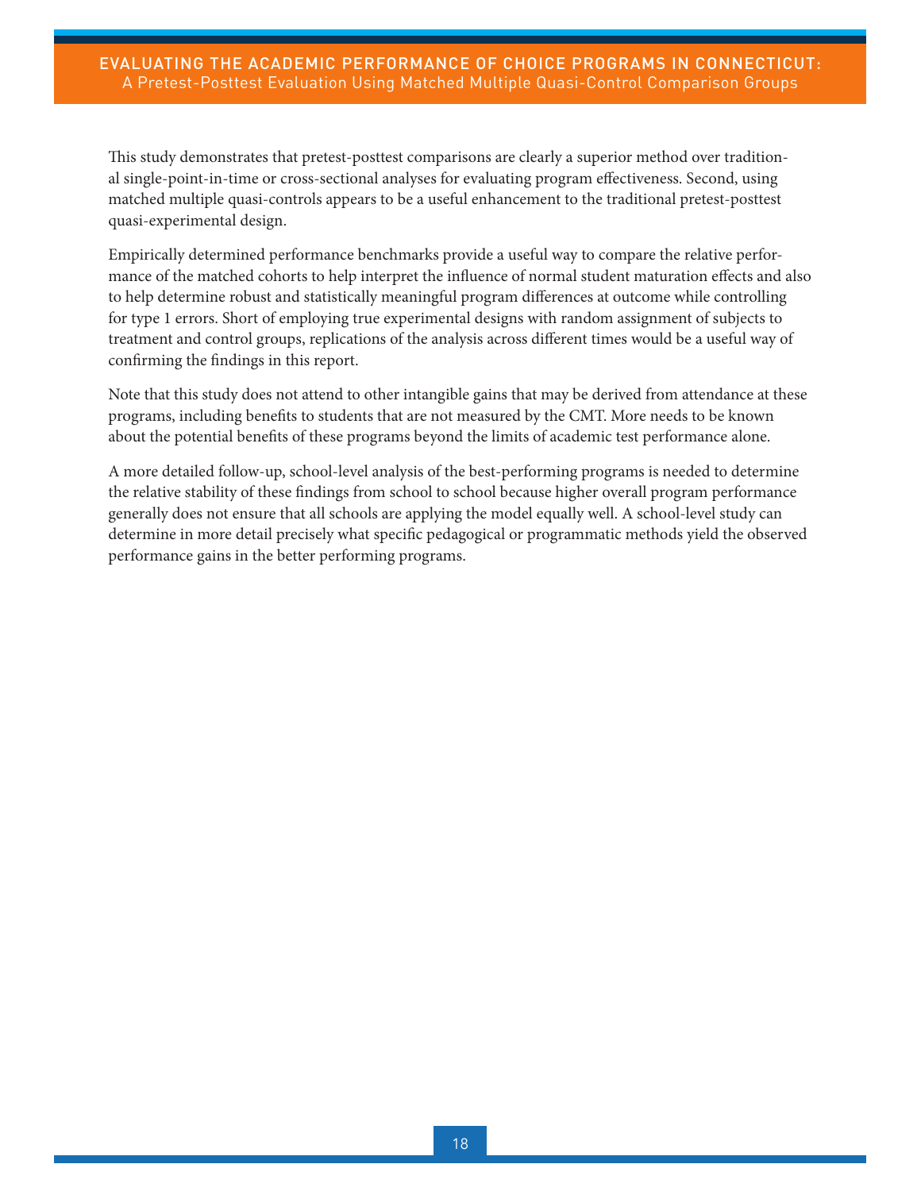This study demonstrates that pretest-posttest comparisons are clearly a superior method over traditional single-point-in-time or cross-sectional analyses for evaluating program effectiveness. Second, using matched multiple quasi-controls appears to be a useful enhancement to the traditional pretest-posttest quasi-experimental design.

Empirically determined performance benchmarks provide a useful way to compare the relative performance of the matched cohorts to help interpret the influence of normal student maturation effects and also to help determine robust and statistically meaningful program differences at outcome while controlling for type 1 errors. Short of employing true experimental designs with random assignment of subjects to treatment and control groups, replications of the analysis across different times would be a useful way of confirming the findings in this report.

Note that this study does not attend to other intangible gains that may be derived from attendance at these programs, including benefits to students that are not measured by the CMT. More needs to be known about the potential benefits of these programs beyond the limits of academic test performance alone.

A more detailed follow-up, school-level analysis of the best-performing programs is needed to determine the relative stability of these findings from school to school because higher overall program performance generally does not ensure that all schools are applying the model equally well. A school-level study can determine in more detail precisely what specific pedagogical or programmatic methods yield the observed performance gains in the better performing programs.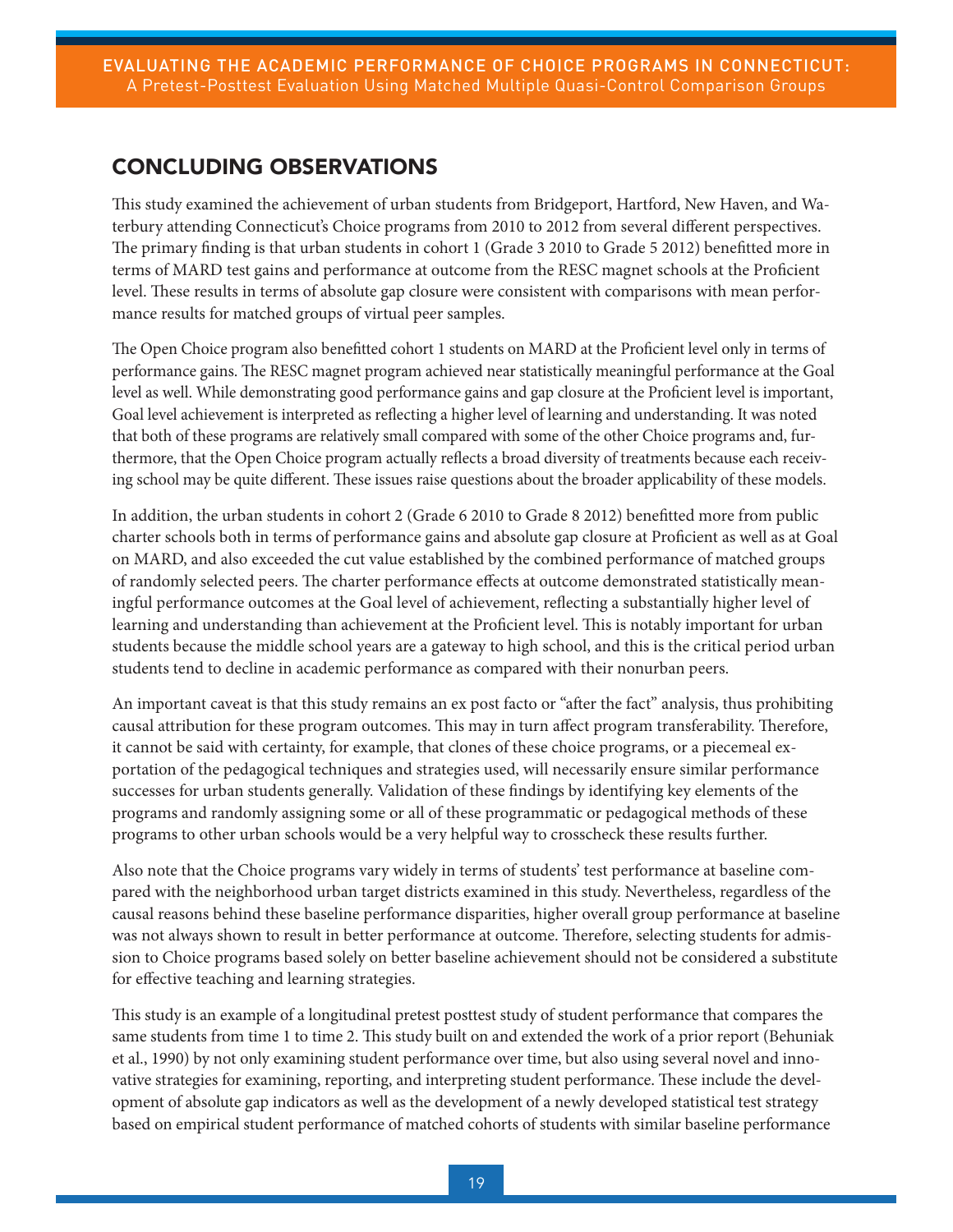## CONCLUDING OBSERVATIONS

This study examined the achievement of urban students from Bridgeport, Hartford, New Haven, and Waterbury attending Connecticut's Choice programs from 2010 to 2012 from several different perspectives. The primary finding is that urban students in cohort 1 (Grade 3 2010 to Grade 5 2012) benefitted more in terms of MARD test gains and performance at outcome from the RESC magnet schools at the Proficient level. These results in terms of absolute gap closure were consistent with comparisons with mean performance results for matched groups of virtual peer samples.

The Open Choice program also benefitted cohort 1 students on MARD at the Proficient level only in terms of performance gains. The RESC magnet program achieved near statistically meaningful performance at the Goal level as well. While demonstrating good performance gains and gap closure at the Proficient level is important, Goal level achievement is interpreted as reflecting a higher level of learning and understanding. It was noted that both of these programs are relatively small compared with some of the other Choice programs and, furthermore, that the Open Choice program actually reflects a broad diversity of treatments because each receiving school may be quite different. These issues raise questions about the broader applicability of these models.

In addition, the urban students in cohort 2 (Grade 6 2010 to Grade 8 2012) benefitted more from public charter schools both in terms of performance gains and absolute gap closure at Proficient as well as at Goal on MARD, and also exceeded the cut value established by the combined performance of matched groups of randomly selected peers. The charter performance effects at outcome demonstrated statistically meaningful performance outcomes at the Goal level of achievement, reflecting a substantially higher level of learning and understanding than achievement at the Proficient level. This is notably important for urban students because the middle school years are a gateway to high school, and this is the critical period urban students tend to decline in academic performance as compared with their nonurban peers.

An important caveat is that this study remains an ex post facto or "after the fact" analysis, thus prohibiting causal attribution for these program outcomes. This may in turn affect program transferability. Therefore, it cannot be said with certainty, for example, that clones of these choice programs, or a piecemeal exportation of the pedagogical techniques and strategies used, will necessarily ensure similar performance successes for urban students generally. Validation of these findings by identifying key elements of the programs and randomly assigning some or all of these programmatic or pedagogical methods of these programs to other urban schools would be a very helpful way to crosscheck these results further.

Also note that the Choice programs vary widely in terms of students' test performance at baseline compared with the neighborhood urban target districts examined in this study. Nevertheless, regardless of the causal reasons behind these baseline performance disparities, higher overall group performance at baseline was not always shown to result in better performance at outcome. Therefore, selecting students for admission to Choice programs based solely on better baseline achievement should not be considered a substitute for effective teaching and learning strategies.

This study is an example of a longitudinal pretest posttest study of student performance that compares the same students from time 1 to time 2. This study built on and extended the work of a prior report (Behuniak et al., 1990) by not only examining student performance over time, but also using several novel and innovative strategies for examining, reporting, and interpreting student performance. These include the development of absolute gap indicators as well as the development of a newly developed statistical test strategy based on empirical student performance of matched cohorts of students with similar baseline performance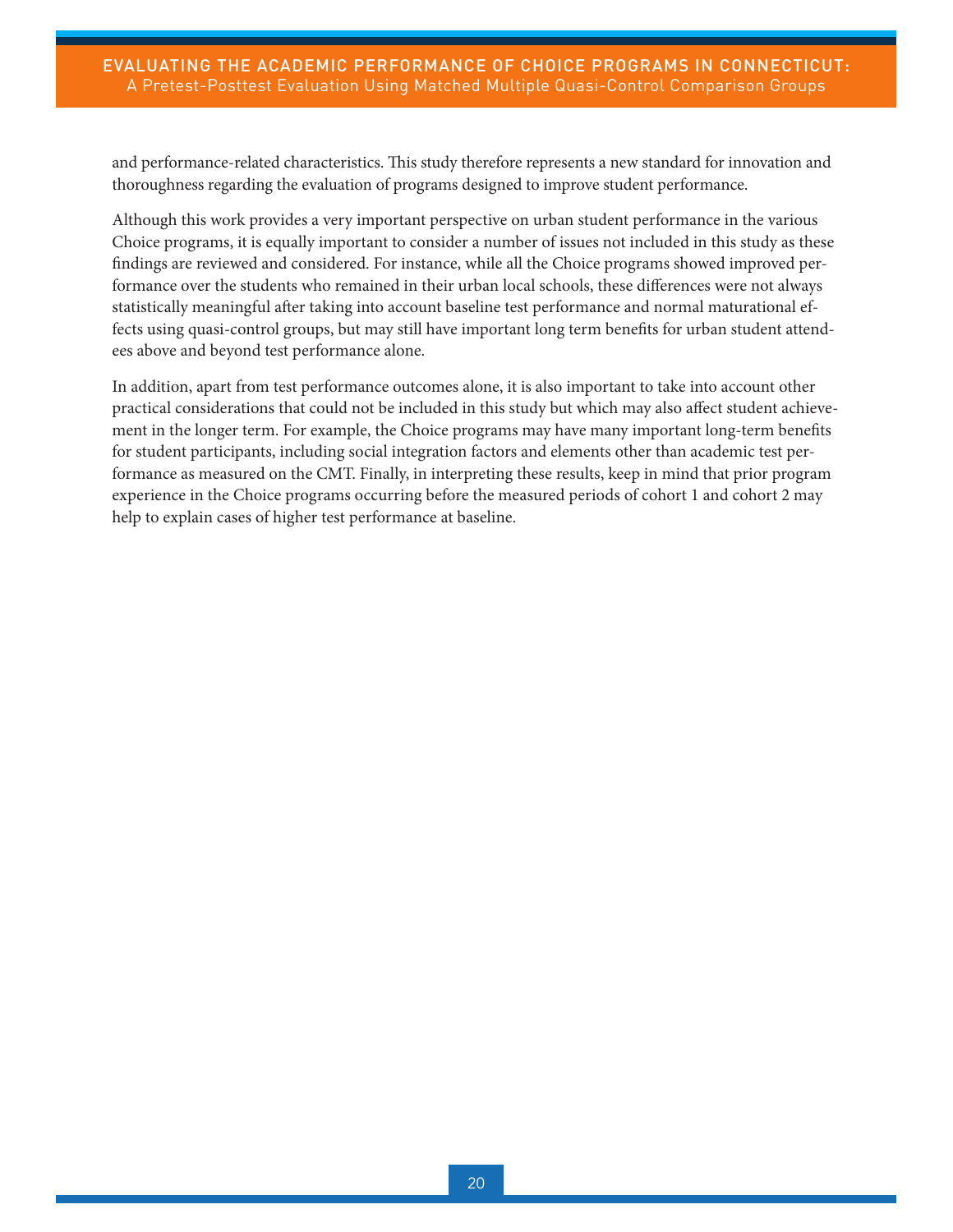and performance-related characteristics. This study therefore represents a new standard for innovation and thoroughness regarding the evaluation of programs designed to improve student performance.

Although this work provides a very important perspective on urban student performance in the various Choice programs, it is equally important to consider a number of issues not included in this study as these findings are reviewed and considered. For instance, while all the Choice programs showed improved performance over the students who remained in their urban local schools, these differences were not always statistically meaningful after taking into account baseline test performance and normal maturational effects using quasi-control groups, but may still have important long term benefits for urban student attendees above and beyond test performance alone.

In addition, apart from test performance outcomes alone, it is also important to take into account other practical considerations that could not be included in this study but which may also affect student achievement in the longer term. For example, the Choice programs may have many important long-term benefits for student participants, including social integration factors and elements other than academic test performance as measured on the CMT. Finally, in interpreting these results, keep in mind that prior program experience in the Choice programs occurring before the measured periods of cohort 1 and cohort 2 may help to explain cases of higher test performance at baseline.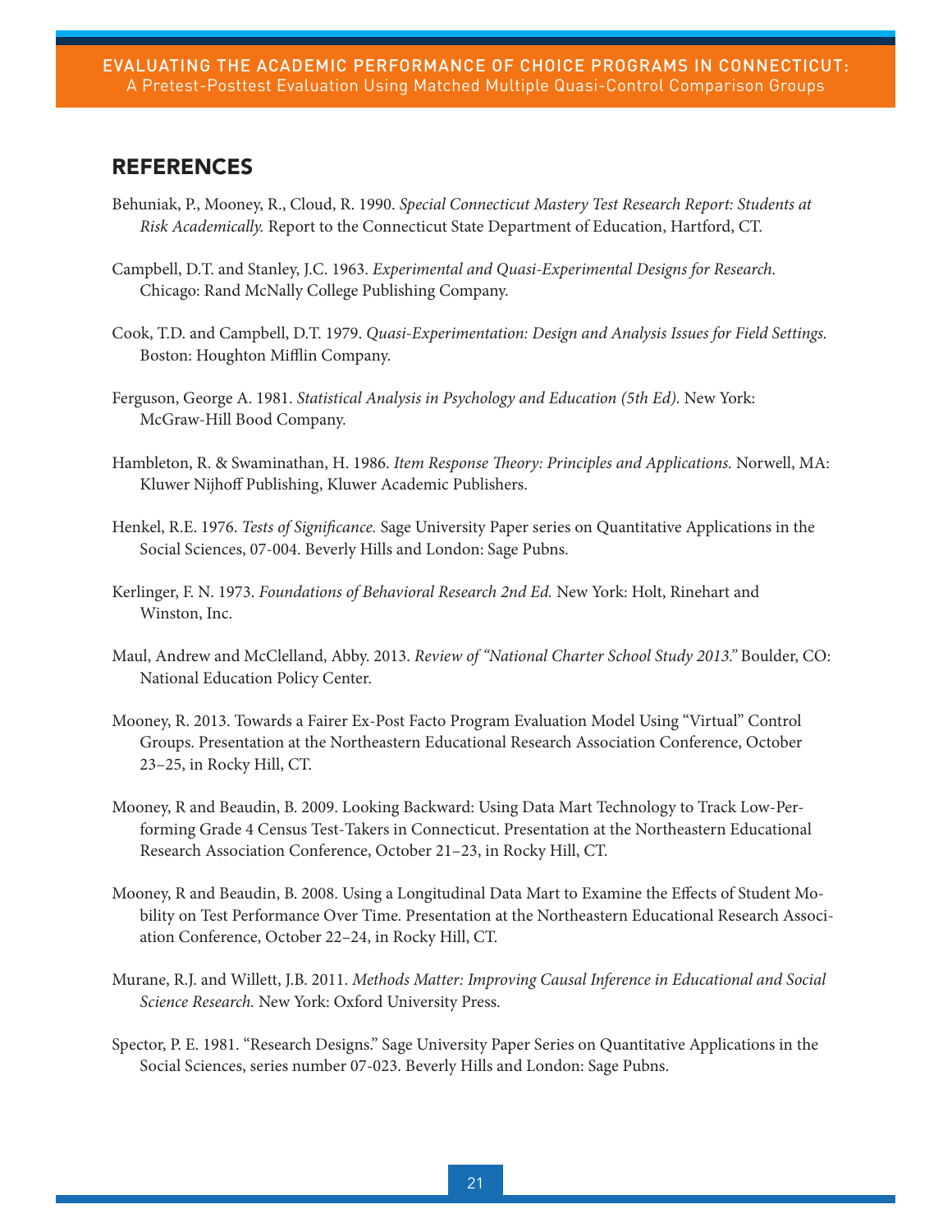## REFERENCES

Behuniak, P., Mooney, R., Cloud, R. 1990. *Special Connecticut Mastery Test Research Report: Students at Risk Academically.* Report to the Connecticut State Department of Education, Hartford, CT.

Campbell, D.T. and Stanley, J.C. 1963. *Experimental and Quasi-Experimental Designs for Research.* Chicago: Rand McNally College Publishing Company.

Cook, T.D. and Campbell, D.T. 1979. *Quasi-Experimentation: Design and Analysis Issues for Field Settings.* Boston: Houghton Mifflin Company.

Ferguson, George A. 1981. *Statistical Analysis in Psychology and Education (5th Ed).* New York: McGraw-Hill Bood Company.

Hambleton, R. & Swaminathan, H. 1986. *Item Response Theory: Principles and Applications.* Norwell, MA: Kluwer Nijhoff Publishing, Kluwer Academic Publishers.

Henkel, R.E. 1976. *Tests of Significance.* Sage University Paper series on Quantitative Applications in the Social Sciences, 07-004. Beverly Hills and London: Sage Pubns.

Kerlinger, F. N. 1973. *Foundations of Behavioral Research 2nd Ed.* New York: Holt, Rinehart and Winston, Inc.

Maul, Andrew and McClelland, Abby. 2013. *Review of "National Charter School Study 2013."* Boulder, CO: National Education Policy Center.

Mooney, R. 2013. Towards a Fairer Ex-Post Facto Program Evaluation Model Using "Virtual" Control Groups. Presentation at the Northeastern Educational Research Association Conference, October 23–25, in Rocky Hill, CT.

Mooney, R and Beaudin, B. 2009. Looking Backward: Using Data Mart Technology to Track Low-Performing Grade 4 Census Test-Takers in Connecticut. Presentation at the Northeastern Educational Research Association Conference, October 21–23, in Rocky Hill, CT.

Mooney, R and Beaudin, B. 2008. Using a Longitudinal Data Mart to Examine the Effects of Student Mobility on Test Performance Over Time. Presentation at the Northeastern Educational Research Association Conference, October 22–24, in Rocky Hill, CT.

Murane, R.J. and Willett, J.B. 2011. *Methods Matter: Improving Causal Inference in Educational and Social Science Research.* New York: Oxford University Press.

Spector, P. E. 1981. "Research Designs." Sage University Paper Series on Quantitative Applications in the Social Sciences, series number 07-023. Beverly Hills and London: Sage Pubns.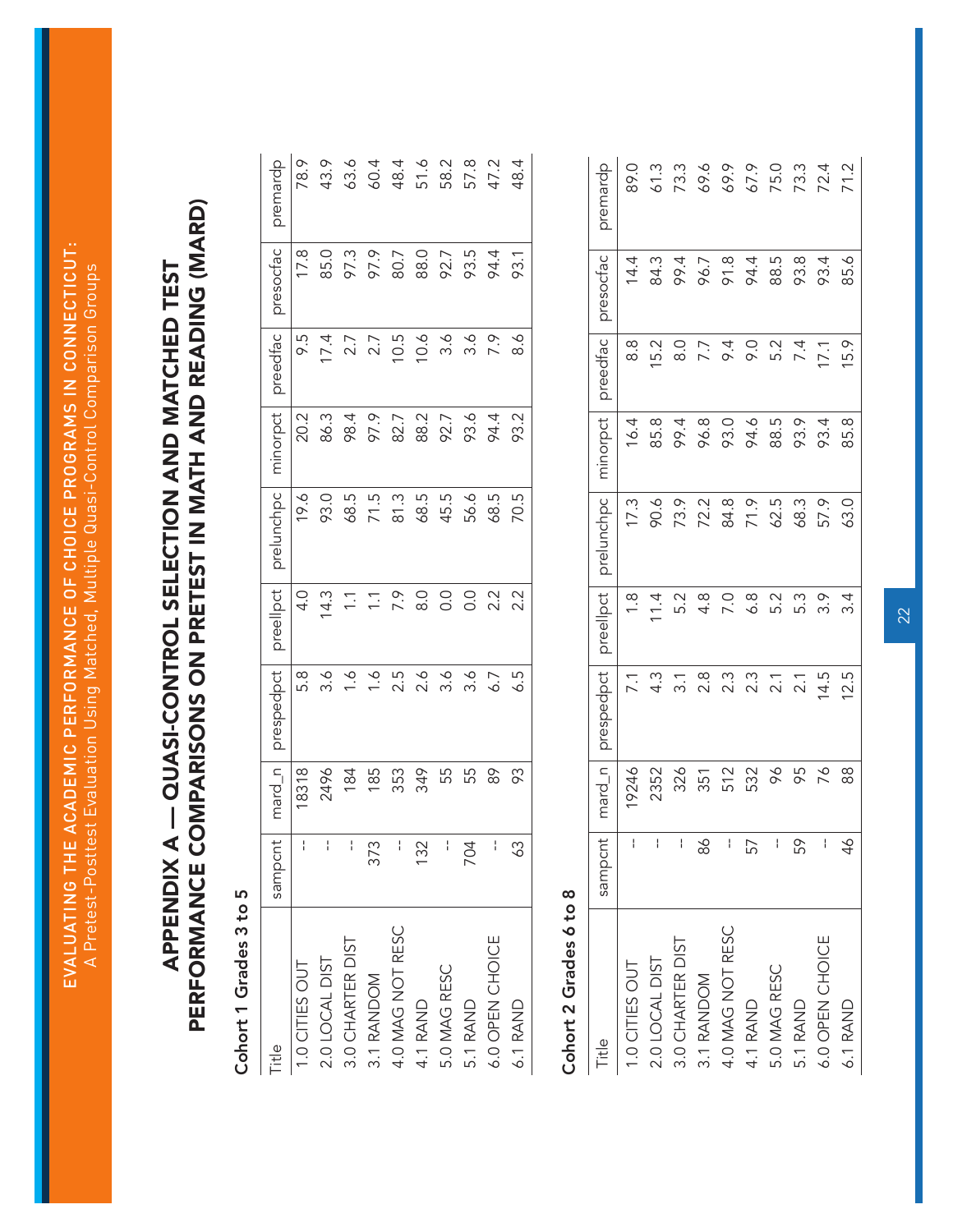# APPENDIX A — QUASI-CONTROL SELECTION AND MATCHED TEST PERFORMANCE COMPARISONS ON PRETEST IN MATH AND READING (MARD)

### Cohort 1 Grades 3 to 5

| Title | sampcnt | mard_n | prespedpct | preellpct | prelunchpc | minorpct | preedfac | presocfac | premardp |
|---|---|---|---|---|---|---|---|---|---|
| 1.0 CITIES OUT | -- | 18318 | 5.8 | 4.0 | 19.6 | 20.2 | 9.5 | 17.8 | 78.9 |
| 2.0 LOCAL DIST | -- | 2496 | 3.6 | 14.3 | 93.0 | 86.3 | 17.4 | 85.0 | 43.9 |
| 3.0 CHARTER DIST | -- | 184 | 1.6 | 1.1 | 68.5 | 98.4 | 2.7 | 97.3 | 63.6 |
| 3.1 RANDOM | 373 | 185 | 1.6 | 1.1 | 71.5 | 97.9 | 2.7 | 97.9 | 60.4 |
| 4.0 MAG NOT RESC | -- | 353 | 2.5 | 7.9 | 81.3 | 82.7 | 10.5 | 80.7 | 48.4 |
| 4.1 RAND | 132 | 349 | 2.6 | 8.0 | 68.5 | 88.2 | 10.6 | 88.0 | 51.6 |
| 5.0 MAG RESC | -- | 55 | 3.6 | 0.0 | 45.5 | 92.7 | 3.6 | 92.7 | 58.2 |
| 5.1 RAND | 704 | 55 | 3.6 | 0.0 | 56.6 | 93.6 | 3.6 | 93.5 | 57.8 |
| 6.0 OPEN CHOICE | -- | 89 | 6.7 | 2.2 | 68.5 | 94.4 | 7.9 | 94.4 | 47.2 |
| 6.1 RAND | 63 | 93 | 6.5 | 2.2 | 70.5 | 93.2 | 8.6 | 93.1 | 48.4 |

### Cohort 2 Grades 6 to 8

| Title | sampcnt | mard_n | prespedpct | preellpct | prelunchpc | minorpct | preedfac | presocfac | premardp |
|---|---|---|---|---|---|---|---|---|---|
| 1.0 CITIES OUT | -- | 19246 | 7.1 | 1.8 | 17.3 | 16.4 | 8.8 | 14.4 | 89.0 |
| 2.0 LOCAL DIST | -- | 2352 | 4.3 | 11.4 | 90.6 | 85.8 | 15.2 | 84.3 | 61.3 |
| 3.0 CHARTER DIST | -- | 326 | 3.1 | 5.2 | 73.9 | 99.4 | 8.0 | 99.4 | 73.3 |
| 3.1 RANDOM | 86 | 351 | 2.8 | 4.8 | 72.2 | 96.8 | 7.7 | 96.7 | 69.6 |
| 4.0 MAG NOT RESC | -- | 512 | 2.3 | 7.0 | 84.8 | 93.0 | 9.4 | 91.8 | 69.9 |
| 4.1 RAND | 57 | 532 | 2.3 | 6.8 | 71.9 | 94.6 | 9.0 | 94.4 | 67.9 |
| 5.0 MAG RESC | -- | 96 | 2.1 | 5.2 | 62.5 | 88.5 | 5.2 | 88.5 | 75.0 |
| 5.1 RAND | 59 | 95 | 2.1 | 5.3 | 68.3 | 93.9 | 7.4 | 93.8 | 73.3 |
| 6.0 OPEN CHOICE | -- | 76 | 14.5 | 3.9 | 57.9 | 93.4 | 17.1 | 93.4 | 72.4 |
| 6.1 RAND | 46 | 88 | 12.5 | 3.4 | 63.0 | 85.8 | 15.9 | 85.6 | 71.2 |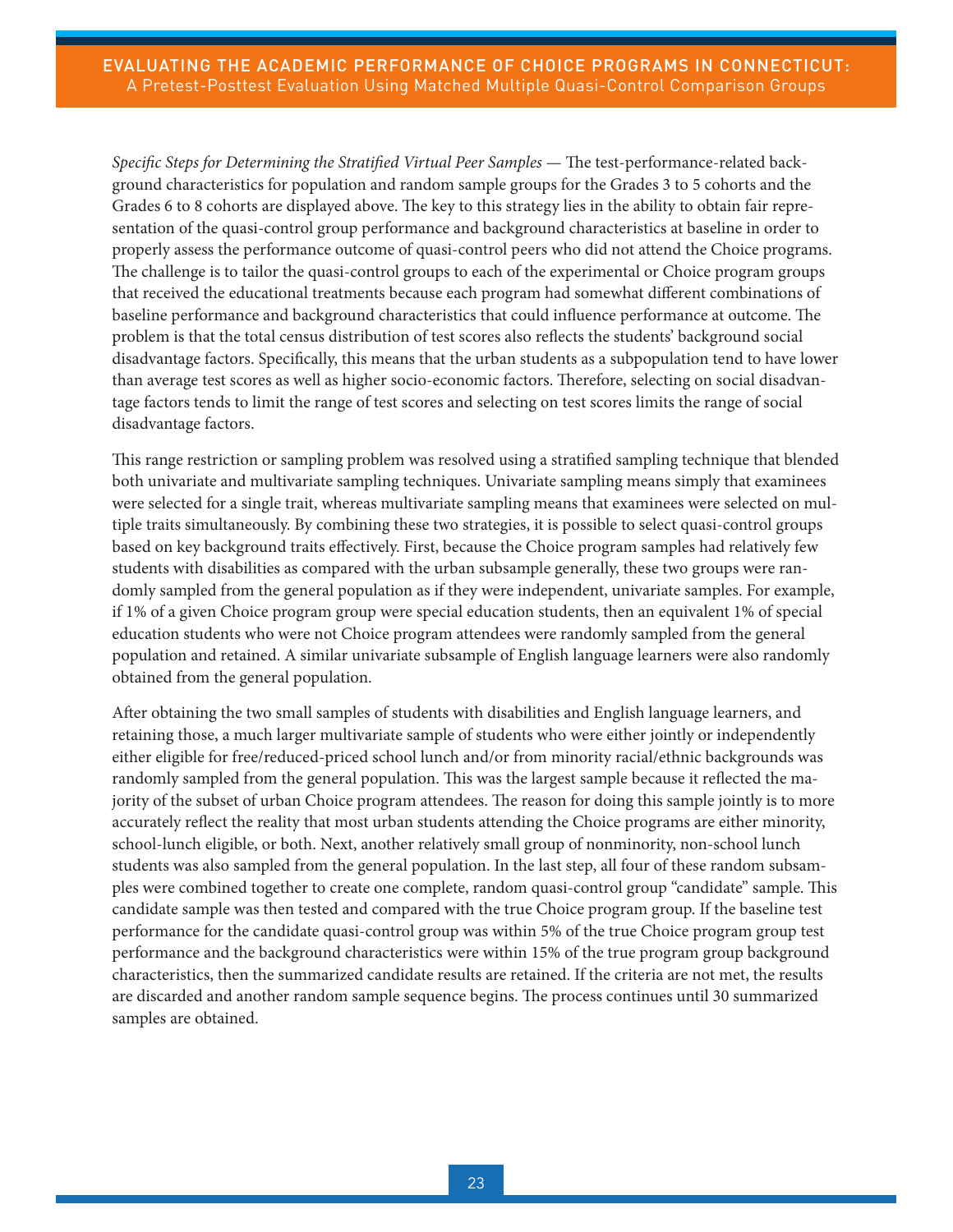*Specific Steps for Determining the Stratified Virtual Peer Samples* — The test-performance-related background characteristics for population and random sample groups for the Grades 3 to 5 cohorts and the Grades 6 to 8 cohorts are displayed above. The key to this strategy lies in the ability to obtain fair representation of the quasi-control group performance and background characteristics at baseline in order to properly assess the performance outcome of quasi-control peers who did not attend the Choice programs. The challenge is to tailor the quasi-control groups to each of the experimental or Choice program groups that received the educational treatments because each program had somewhat different combinations of baseline performance and background characteristics that could influence performance at outcome. The problem is that the total census distribution of test scores also reflects the students' background social disadvantage factors. Specifically, this means that the urban students as a subpopulation tend to have lower than average test scores as well as higher socio-economic factors. Therefore, selecting on social disadvantage factors tends to limit the range of test scores and selecting on test scores limits the range of social disadvantage factors.

This range restriction or sampling problem was resolved using a stratified sampling technique that blended both univariate and multivariate sampling techniques. Univariate sampling means simply that examinees were selected for a single trait, whereas multivariate sampling means that examinees were selected on multiple traits simultaneously. By combining these two strategies, it is possible to select quasi-control groups based on key background traits effectively. First, because the Choice program samples had relatively few students with disabilities as compared with the urban subsample generally, these two groups were randomly sampled from the general population as if they were independent, univariate samples. For example, if 1% of a given Choice program group were special education students, then an equivalent 1% of special education students who were not Choice program attendees were randomly sampled from the general population and retained. A similar univariate subsample of English language learners were also randomly obtained from the general population.

After obtaining the two small samples of students with disabilities and English language learners, and retaining those, a much larger multivariate sample of students who were either jointly or independently either eligible for free/reduced-priced school lunch and/or from minority racial/ethnic backgrounds was randomly sampled from the general population. This was the largest sample because it reflected the majority of the subset of urban Choice program attendees. The reason for doing this sample jointly is to more accurately reflect the reality that most urban students attending the Choice programs are either minority, school-lunch eligible, or both. Next, another relatively small group of nonminority, non-school lunch students was also sampled from the general population. In the last step, all four of these random subsamples were combined together to create one complete, random quasi-control group "candidate" sample. This candidate sample was then tested and compared with the true Choice program group. If the baseline test performance for the candidate quasi-control group was within 5% of the true Choice program group test performance and the background characteristics were within 15% of the true program group background characteristics, then the summarized candidate results are retained. If the criteria are not met, the results are discarded and another random sample sequence begins. The process continues until 30 summarized samples are obtained.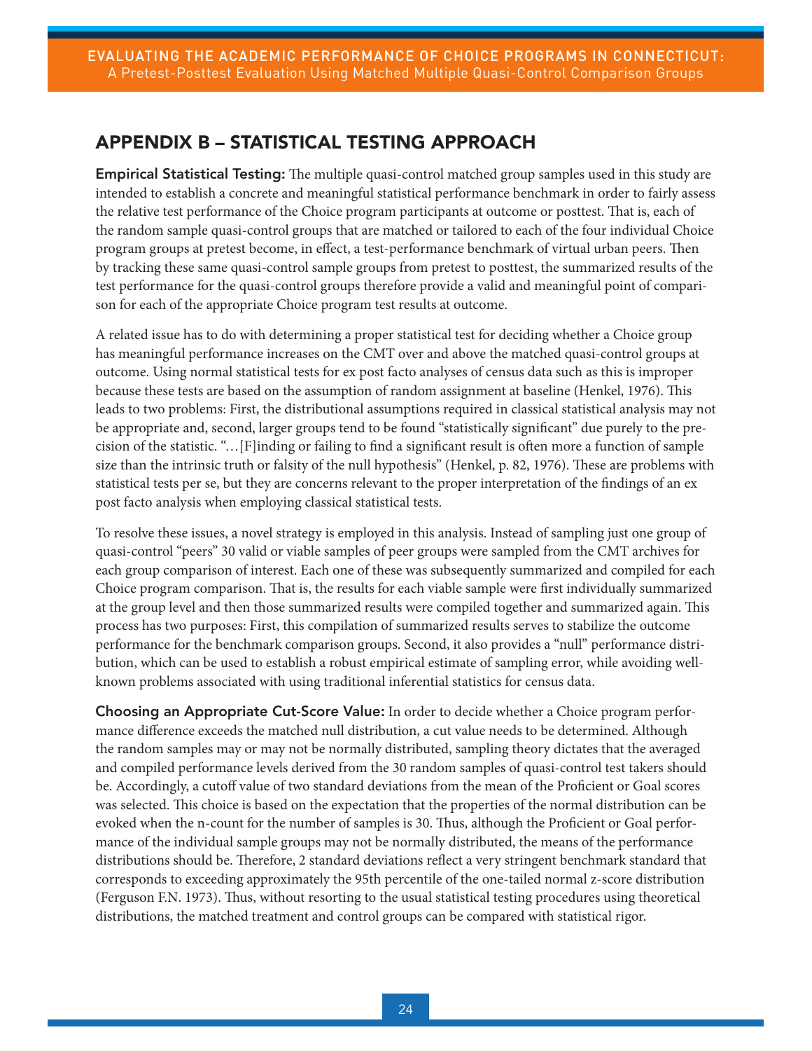## APPENDIX B – STATISTICAL TESTING APPROACH

**Empirical Statistical Testing:** The multiple quasi-control matched group samples used in this study are intended to establish a concrete and meaningful statistical performance benchmark in order to fairly assess the relative test performance of the Choice program participants at outcome or posttest. That is, each of the random sample quasi-control groups that are matched or tailored to each of the four individual Choice program groups at pretest become, in effect, a test-performance benchmark of virtual urban peers. Then by tracking these same quasi-control sample groups from pretest to posttest, the summarized results of the test performance for the quasi-control groups therefore provide a valid and meaningful point of comparison for each of the appropriate Choice program test results at outcome.

A related issue has to do with determining a proper statistical test for deciding whether a Choice group has meaningful performance increases on the CMT over and above the matched quasi-control groups at outcome. Using normal statistical tests for ex post facto analyses of census data such as this is improper because these tests are based on the assumption of random assignment at baseline (Henkel, 1976). This leads to two problems: First, the distributional assumptions required in classical statistical analysis may not be appropriate and, second, larger groups tend to be found "statistically significant" due purely to the precision of the statistic. "…[F]inding or failing to find a significant result is often more a function of sample size than the intrinsic truth or falsity of the null hypothesis" (Henkel, p. 82, 1976). These are problems with statistical tests per se, but they are concerns relevant to the proper interpretation of the findings of an ex post facto analysis when employing classical statistical tests.

To resolve these issues, a novel strategy is employed in this analysis. Instead of sampling just one group of quasi-control "peers" 30 valid or viable samples of peer groups were sampled from the CMT archives for each group comparison of interest. Each one of these was subsequently summarized and compiled for each Choice program comparison. That is, the results for each viable sample were first individually summarized at the group level and then those summarized results were compiled together and summarized again. This process has two purposes: First, this compilation of summarized results serves to stabilize the outcome performance for the benchmark comparison groups. Second, it also provides a "null" performance distribution, which can be used to establish a robust empirical estimate of sampling error, while avoiding well-known problems associated with using traditional inferential statistics for census data.

**Choosing an Appropriate Cut-Score Value:** In order to decide whether a Choice program performance difference exceeds the matched null distribution, a cut value needs to be determined. Although the random samples may or may not be normally distributed, sampling theory dictates that the averaged and compiled performance levels derived from the 30 random samples of quasi-control test takers should be. Accordingly, a cutoff value of two standard deviations from the mean of the Proficient or Goal scores was selected. This choice is based on the expectation that the properties of the normal distribution can be evoked when the n-count for the number of samples is 30. Thus, although the Proficient or Goal performance of the individual sample groups may not be normally distributed, the means of the performance distributions should be. Therefore, 2 standard deviations reflect a very stringent benchmark standard that corresponds to exceeding approximately the 95th percentile of the one-tailed normal z-score distribution (Ferguson F.N. 1973). Thus, without resorting to the usual statistical testing procedures using theoretical distributions, the matched treatment and control groups can be compared with statistical rigor.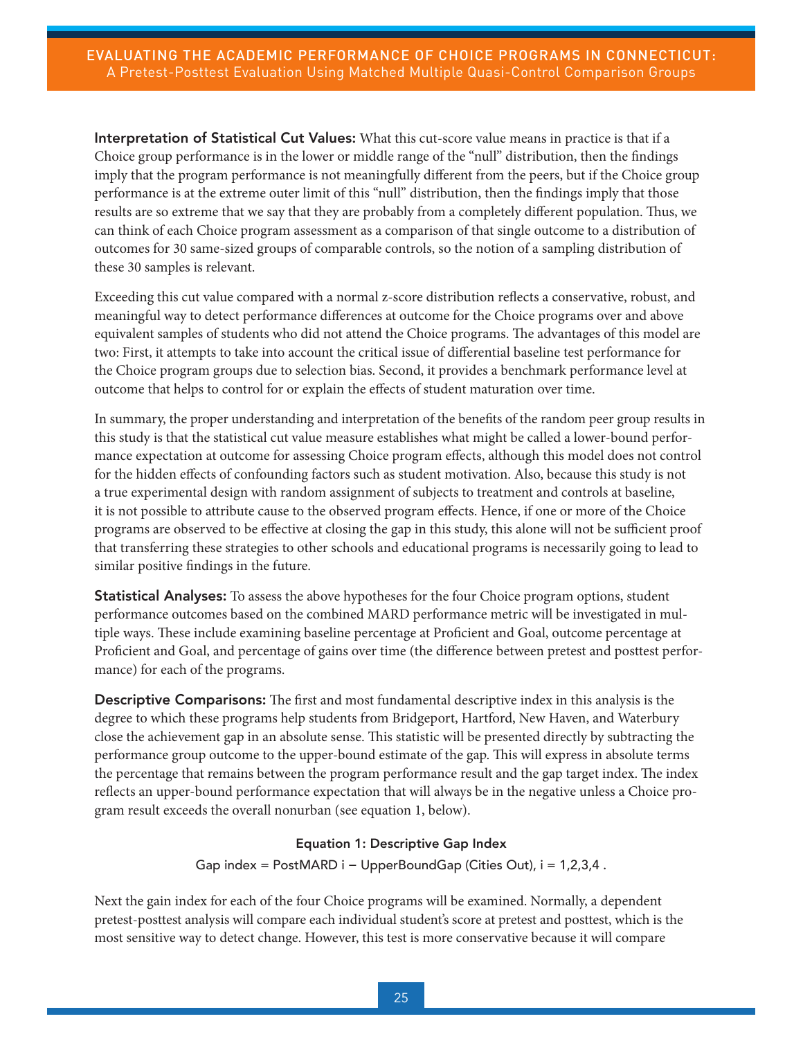**Interpretation of Statistical Cut Values:** What this cut-score value means in practice is that if a Choice group performance is in the lower or middle range of the "null" distribution, then the findings imply that the program performance is not meaningfully different from the peers, but if the Choice group performance is at the extreme outer limit of this "null" distribution, then the findings imply that those results are so extreme that we say that they are probably from a completely different population. Thus, we can think of each Choice program assessment as a comparison of that single outcome to a distribution of outcomes for 30 same-sized groups of comparable controls, so the notion of a sampling distribution of these 30 samples is relevant.

Exceeding this cut value compared with a normal z-score distribution reflects a conservative, robust, and meaningful way to detect performance differences at outcome for the Choice programs over and above equivalent samples of students who did not attend the Choice programs. The advantages of this model are two: First, it attempts to take into account the critical issue of differential baseline test performance for the Choice program groups due to selection bias. Second, it provides a benchmark performance level at outcome that helps to control for or explain the effects of student maturation over time.

In summary, the proper understanding and interpretation of the benefits of the random peer group results in this study is that the statistical cut value measure establishes what might be called a lower-bound performance expectation at outcome for assessing Choice program effects, although this model does not control for the hidden effects of confounding factors such as student motivation. Also, because this study is not a true experimental design with random assignment of subjects to treatment and controls at baseline, it is not possible to attribute cause to the observed program effects. Hence, if one or more of the Choice programs are observed to be effective at closing the gap in this study, this alone will not be sufficient proof that transferring these strategies to other schools and educational programs is necessarily going to lead to similar positive findings in the future.

**Statistical Analyses:** To assess the above hypotheses for the four Choice program options, student performance outcomes based on the combined MARD performance metric will be investigated in multiple ways. These include examining baseline percentage at Proficient and Goal, outcome percentage at Proficient and Goal, and percentage of gains over time (the difference between pretest and posttest performance) for each of the programs.

**Descriptive Comparisons:** The first and most fundamental descriptive index in this analysis is the degree to which these programs help students from Bridgeport, Hartford, New Haven, and Waterbury close the achievement gap in an absolute sense. This statistic will be presented directly by subtracting the performance group outcome to the upper-bound estimate of the gap. This will express in absolute terms the percentage that remains between the program performance result and the gap target index. The index reflects an upper-bound performance expectation that will always be in the negative unless a Choice program result exceeds the overall nonurban (see equation 1, below).

**Equation 1: Descriptive Gap Index**

$$\text{Gap index} = \text{PostMARD } i - \text{UpperBoundGap (Cities Out)}, \; i = 1,2,3,4 .$$

Next the gain index for each of the four Choice programs will be examined. Normally, a dependent pretest-posttest analysis will compare each individual student's score at pretest and posttest, which is the most sensitive way to detect change. However, this test is more conservative because it will compare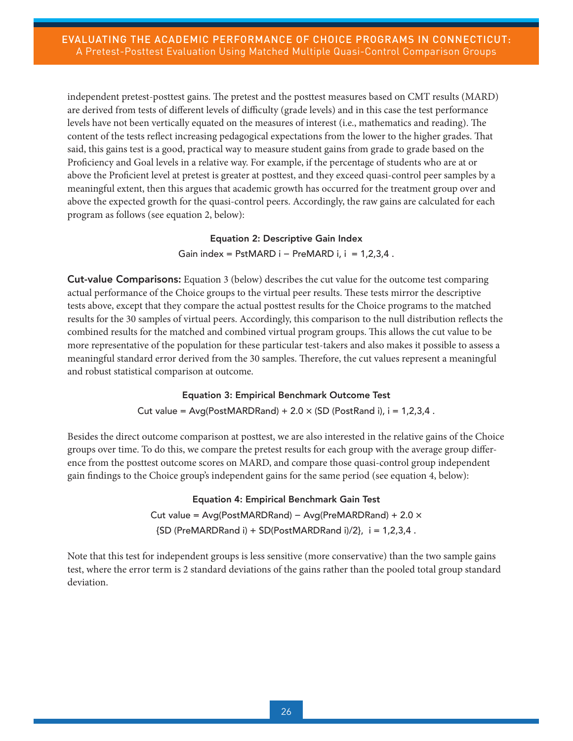independent pretest-posttest gains. The pretest and the posttest measures based on CMT results (MARD) are derived from tests of different levels of difficulty (grade levels) and in this case the test performance levels have not been vertically equated on the measures of interest (i.e., mathematics and reading). The content of the tests reflect increasing pedagogical expectations from the lower to the higher grades. That said, this gains test is a good, practical way to measure student gains from grade to grade based on the Proficiency and Goal levels in a relative way. For example, if the percentage of students who are at or above the Proficient level at pretest is greater at posttest, and they exceed quasi-control peer samples by a meaningful extent, then this argues that academic growth has occurred for the treatment group over and above the expected growth for the quasi-control peers. Accordingly, the raw gains are calculated for each program as follows (see equation 2, below):

**Equation 2: Descriptive Gain Index**

$$\text{Gain index} = \text{PstMARD}\ i - \text{PreMARD}\ i,\ i = 1,2,3,4\ .$$

**Cut-value Comparisons:** Equation 3 (below) describes the cut value for the outcome test comparing actual performance of the Choice groups to the virtual peer results. These tests mirror the descriptive tests above, except that they compare the actual posttest results for the Choice programs to the matched results for the 30 samples of virtual peers. Accordingly, this comparison to the null distribution reflects the combined results for the matched and combined virtual program groups. This allows the cut value to be more representative of the population for these particular test-takers and also makes it possible to assess a meaningful standard error derived from the 30 samples. Therefore, the cut values represent a meaningful and robust statistical comparison at outcome.

**Equation 3: Empirical Benchmark Outcome Test**

$$\text{Cut value} = \text{Avg}(\text{PostMARDRand}) + 2.0 \times (\text{SD}\ (\text{PostRand}\ i),\ i = 1,2,3,4\ .$$

Besides the direct outcome comparison at posttest, we are also interested in the relative gains of the Choice groups over time. To do this, we compare the pretest results for each group with the average group difference from the posttest outcome scores on MARD, and compare those quasi-control group independent gain findings to the Choice group's independent gains for the same period (see equation 4, below):

**Equation 4: Empirical Benchmark Gain Test**

$$\text{Cut value} = \text{Avg}(\text{PostMARDRand}) - \text{Avg}(\text{PreMARDRand}) + 2.0 \times \{\text{SD}\ (\text{PreMARDRand}\ i) + \text{SD}(\text{PostMARDRand}\ i)/2\},\ i = 1,2,3,4\ .$$

Note that this test for independent groups is less sensitive (more conservative) than the two sample gains test, where the error term is 2 standard deviations of the gains rather than the pooled total group standard deviation.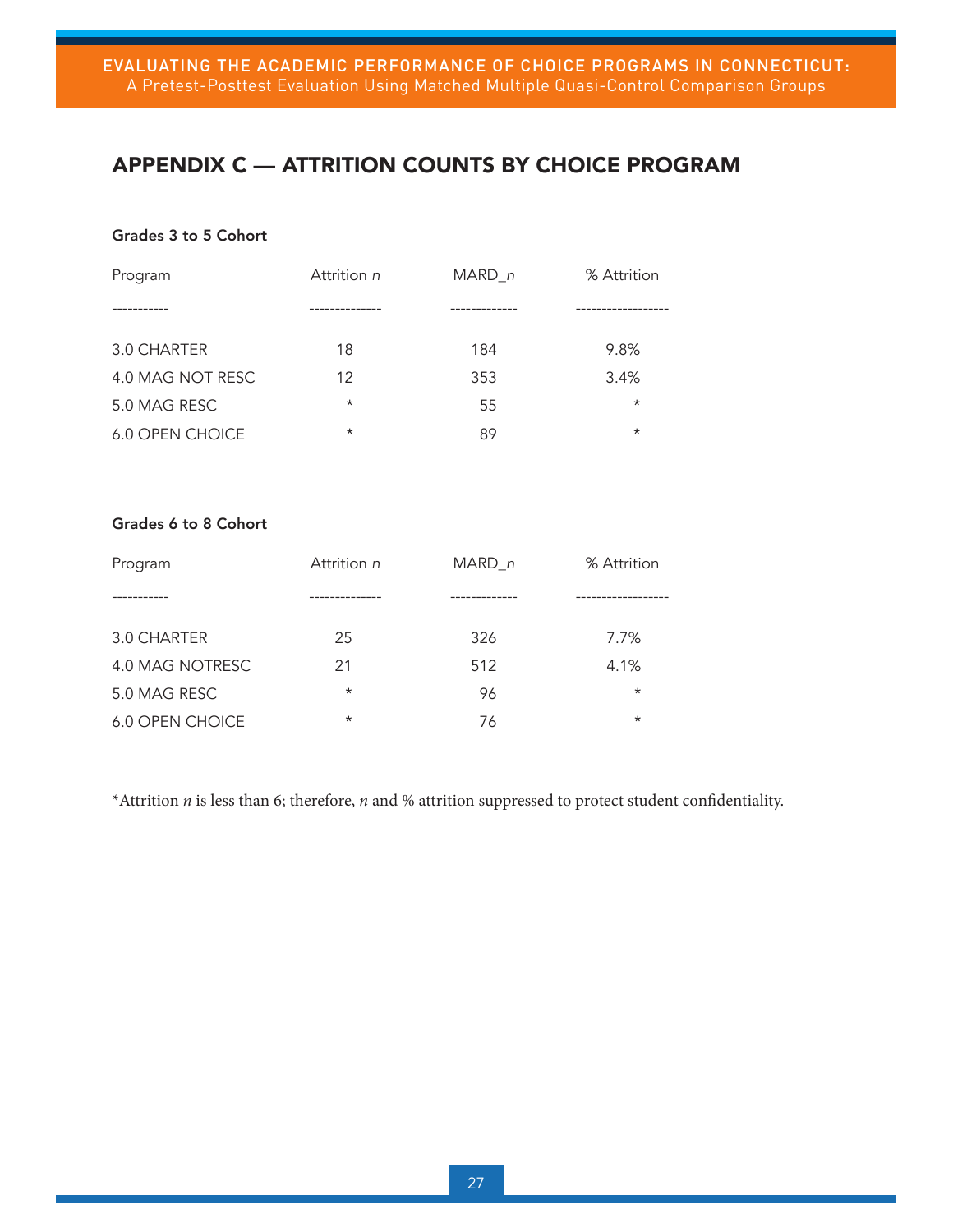## APPENDIX C — ATTRITION COUNTS BY CHOICE PROGRAM

**Grades 3 to 5 Cohort**

| Program | Attrition *n* | MARD_*n* | % Attrition |
|---|---|---|---|
| 3.0 CHARTER | 18 | 184 | 9.8% |
| 4.0 MAG NOT RESC | 12 | 353 | 3.4% |
| 5.0 MAG RESC | * | 55 | * |
| 6.0 OPEN CHOICE | * | 89 | * |

**Grades 6 to 8 Cohort**

| Program | Attrition *n* | MARD_*n* | % Attrition |
|---|---|---|---|
| 3.0 CHARTER | 25 | 326 | 7.7% |
| 4.0 MAG NOTRESC | 21 | 512 | 4.1% |
| 5.0 MAG RESC | * | 96 | * |
| 6.0 OPEN CHOICE | * | 76 | * |

*Attrition *n* is less than 6; therefore, *n* and % attrition suppressed to protect student confidentiality.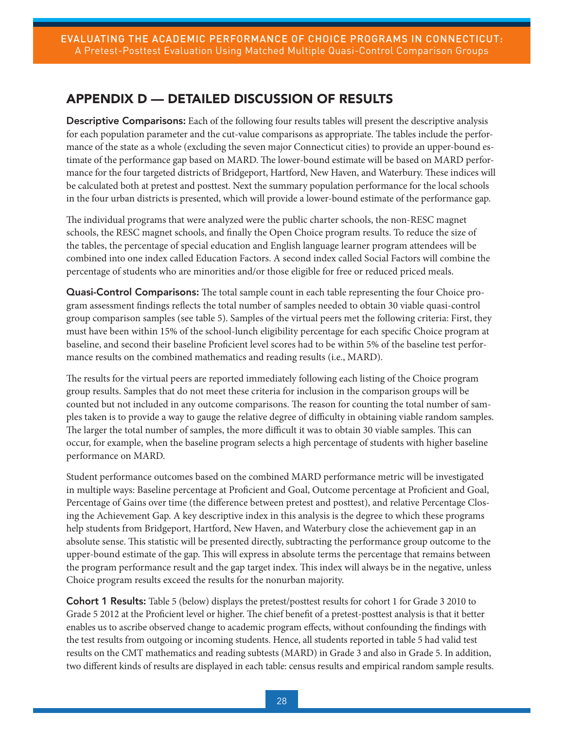## APPENDIX D — DETAILED DISCUSSION OF RESULTS

**Descriptive Comparisons:** Each of the following four results tables will present the descriptive analysis for each population parameter and the cut-value comparisons as appropriate. The tables include the performance of the state as a whole (excluding the seven major Connecticut cities) to provide an upper-bound estimate of the performance gap based on MARD. The lower-bound estimate will be based on MARD performance for the four targeted districts of Bridgeport, Hartford, New Haven, and Waterbury. These indices will be calculated both at pretest and posttest. Next the summary population performance for the local schools in the four urban districts is presented, which will provide a lower-bound estimate of the performance gap.

The individual programs that were analyzed were the public charter schools, the non-RESC magnet schools, the RESC magnet schools, and finally the Open Choice program results. To reduce the size of the tables, the percentage of special education and English language learner program attendees will be combined into one index called Education Factors. A second index called Social Factors will combine the percentage of students who are minorities and/or those eligible for free or reduced priced meals.

**Quasi-Control Comparisons:** The total sample count in each table representing the four Choice program assessment findings reflects the total number of samples needed to obtain 30 viable quasi-control group comparison samples (see table 5). Samples of the virtual peers met the following criteria: First, they must have been within 15% of the school-lunch eligibility percentage for each specific Choice program at baseline, and second their baseline Proficient level scores had to be within 5% of the baseline test performance results on the combined mathematics and reading results (i.e., MARD).

The results for the virtual peers are reported immediately following each listing of the Choice program group results. Samples that do not meet these criteria for inclusion in the comparison groups will be counted but not included in any outcome comparisons. The reason for counting the total number of samples taken is to provide a way to gauge the relative degree of difficulty in obtaining viable random samples. The larger the total number of samples, the more difficult it was to obtain 30 viable samples. This can occur, for example, when the baseline program selects a high percentage of students with higher baseline performance on MARD.

Student performance outcomes based on the combined MARD performance metric will be investigated in multiple ways: Baseline percentage at Proficient and Goal, Outcome percentage at Proficient and Goal, Percentage of Gains over time (the difference between pretest and posttest), and relative Percentage Closing the Achievement Gap. A key descriptive index in this analysis is the degree to which these programs help students from Bridgeport, Hartford, New Haven, and Waterbury close the achievement gap in an absolute sense. This statistic will be presented directly, subtracting the performance group outcome to the upper-bound estimate of the gap. This will express in absolute terms the percentage that remains between the program performance result and the gap target index. This index will always be in the negative, unless Choice program results exceed the results for the nonurban majority.

**Cohort 1 Results:** Table 5 (below) displays the pretest/posttest results for cohort 1 for Grade 3 2010 to Grade 5 2012 at the Proficient level or higher. The chief benefit of a pretest-posttest analysis is that it better enables us to ascribe observed change to academic program effects, without confounding the findings with the test results from outgoing or incoming students. Hence, all students reported in table 5 had valid test results on the CMT mathematics and reading subtests (MARD) in Grade 3 and also in Grade 5. In addition, two different kinds of results are displayed in each table: census results and empirical random sample results.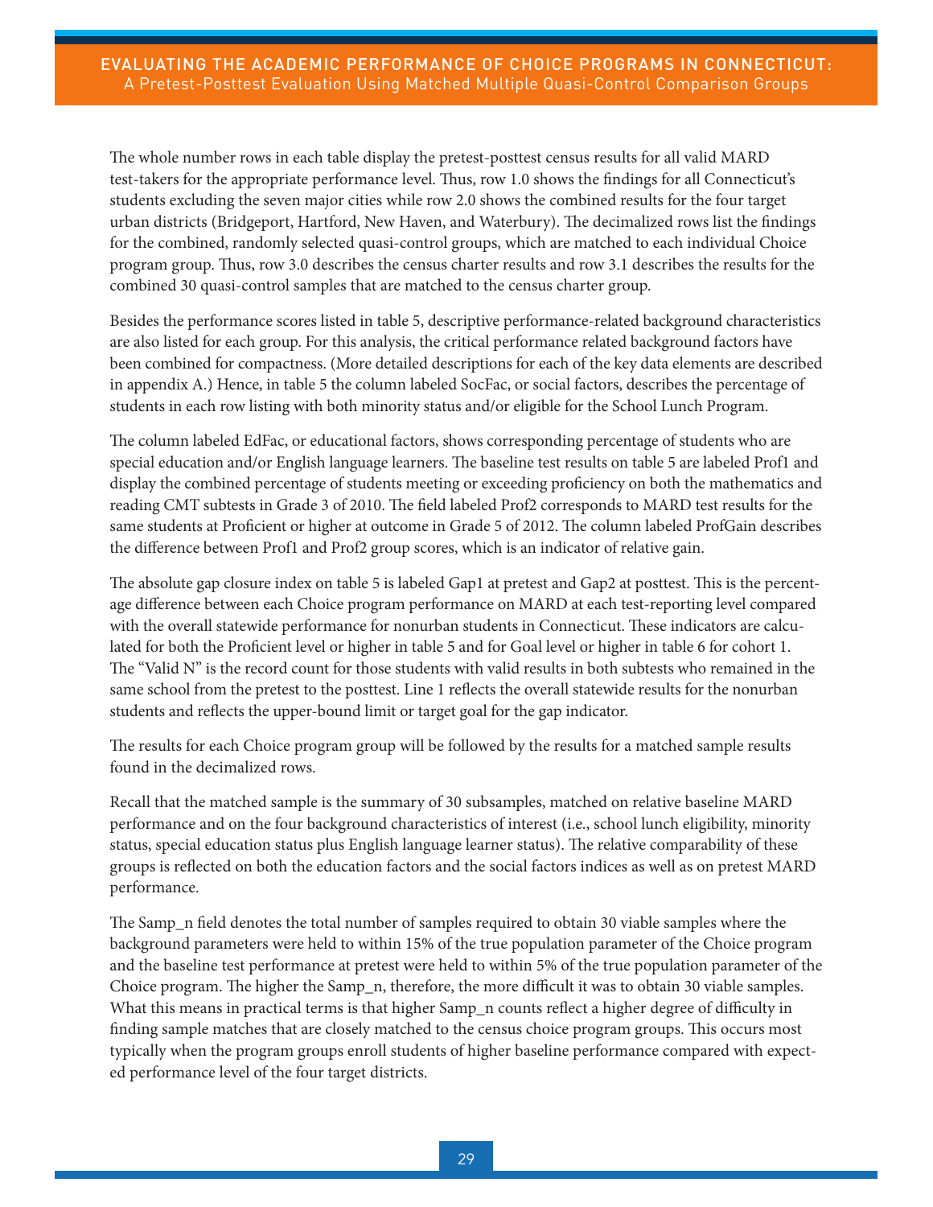The whole number rows in each table display the pretest-posttest census results for all valid MARD test-takers for the appropriate performance level. Thus, row 1.0 shows the findings for all Connecticut's students excluding the seven major cities while row 2.0 shows the combined results for the four target urban districts (Bridgeport, Hartford, New Haven, and Waterbury). The decimalized rows list the findings for the combined, randomly selected quasi-control groups, which are matched to each individual Choice program group. Thus, row 3.0 describes the census charter results and row 3.1 describes the results for the combined 30 quasi-control samples that are matched to the census charter group.

Besides the performance scores listed in table 5, descriptive performance-related background characteristics are also listed for each group. For this analysis, the critical performance related background factors have been combined for compactness. (More detailed descriptions for each of the key data elements are described in appendix A.) Hence, in table 5 the column labeled SocFac, or social factors, describes the percentage of students in each row listing with both minority status and/or eligible for the School Lunch Program.

The column labeled EdFac, or educational factors, shows corresponding percentage of students who are special education and/or English language learners. The baseline test results on table 5 are labeled Prof1 and display the combined percentage of students meeting or exceeding proficiency on both the mathematics and reading CMT subtests in Grade 3 of 2010. The field labeled Prof2 corresponds to MARD test results for the same students at Proficient or higher at outcome in Grade 5 of 2012. The column labeled ProfGain describes the difference between Prof1 and Prof2 group scores, which is an indicator of relative gain.

The absolute gap closure index on table 5 is labeled Gap1 at pretest and Gap2 at posttest. This is the percentage difference between each Choice program performance on MARD at each test-reporting level compared with the overall statewide performance for nonurban students in Connecticut. These indicators are calculated for both the Proficient level or higher in table 5 and for Goal level or higher in table 6 for cohort 1. The "Valid N" is the record count for those students with valid results in both subtests who remained in the same school from the pretest to the posttest. Line 1 reflects the overall statewide results for the nonurban students and reflects the upper-bound limit or target goal for the gap indicator.

The results for each Choice program group will be followed by the results for a matched sample results found in the decimalized rows.

Recall that the matched sample is the summary of 30 subsamples, matched on relative baseline MARD performance and on the four background characteristics of interest (i.e., school lunch eligibility, minority status, special education status plus English language learner status). The relative comparability of these groups is reflected on both the education factors and the social factors indices as well as on pretest MARD performance.

The Samp_n field denotes the total number of samples required to obtain 30 viable samples where the background parameters were held to within 15% of the true population parameter of the Choice program and the baseline test performance at pretest were held to within 5% of the true population parameter of the Choice program. The higher the Samp_n, therefore, the more difficult it was to obtain 30 viable samples. What this means in practical terms is that higher Samp_n counts reflect a higher degree of difficulty in finding sample matches that are closely matched to the census choice program groups. This occurs most typically when the program groups enroll students of higher baseline performance compared with expected performance level of the four target districts.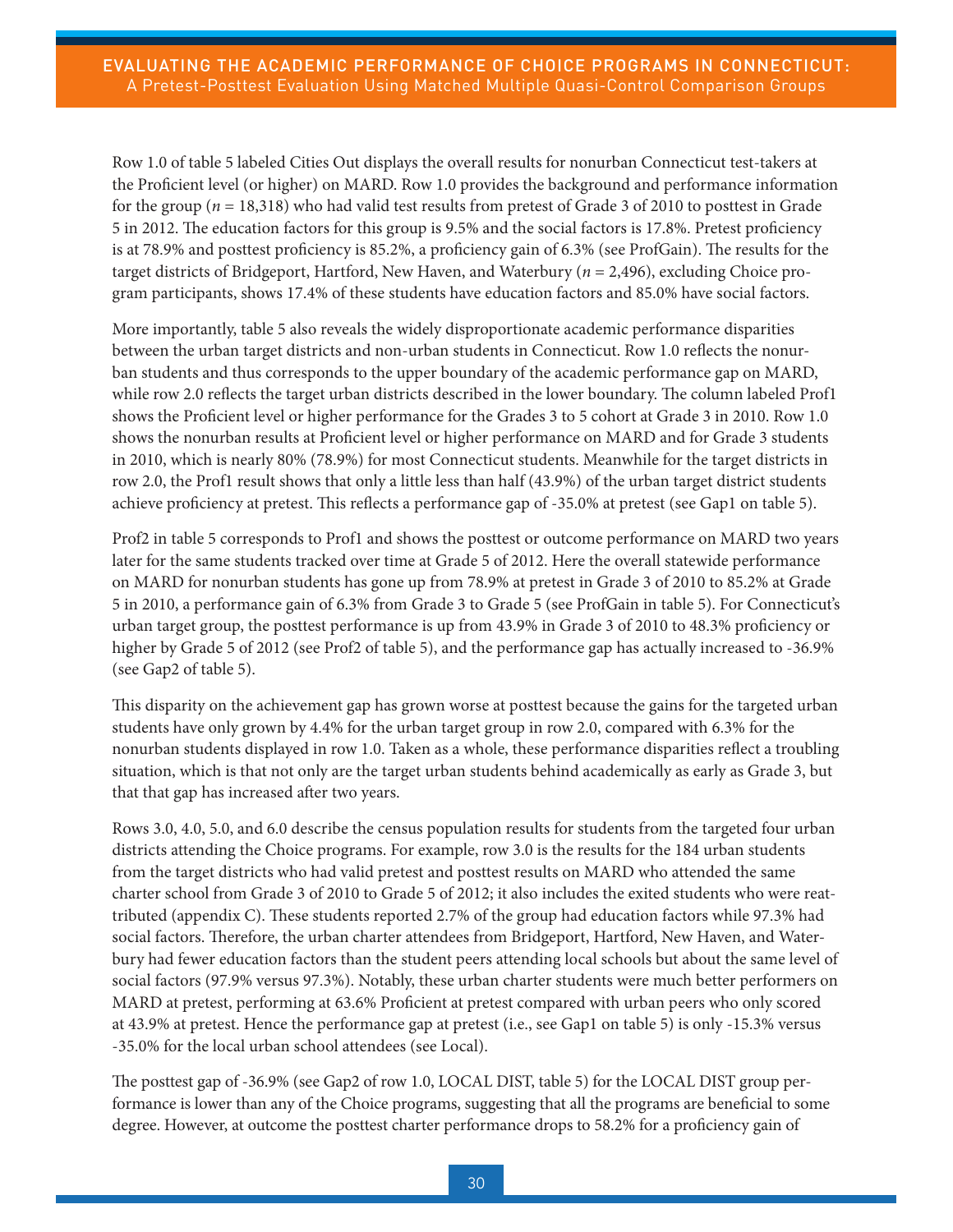Row 1.0 of table 5 labeled Cities Out displays the overall results for nonurban Connecticut test-takers at the Proficient level (or higher) on MARD. Row 1.0 provides the background and performance information for the group ($n$ = 18,318) who had valid test results from pretest of Grade 3 of 2010 to posttest in Grade 5 in 2012. The education factors for this group is 9.5% and the social factors is 17.8%. Pretest proficiency is at 78.9% and posttest proficiency is 85.2%, a proficiency gain of 6.3% (see ProfGain). The results for the target districts of Bridgeport, Hartford, New Haven, and Waterbury ($n$ = 2,496), excluding Choice program participants, shows 17.4% of these students have education factors and 85.0% have social factors.

More importantly, table 5 also reveals the widely disproportionate academic performance disparities between the urban target districts and non-urban students in Connecticut. Row 1.0 reflects the nonurban students and thus corresponds to the upper boundary of the academic performance gap on MARD, while row 2.0 reflects the target urban districts described in the lower boundary. The column labeled Prof1 shows the Proficient level or higher performance for the Grades 3 to 5 cohort at Grade 3 in 2010. Row 1.0 shows the nonurban results at Proficient level or higher performance on MARD and for Grade 3 students in 2010, which is nearly 80% (78.9%) for most Connecticut students. Meanwhile for the target districts in row 2.0, the Prof1 result shows that only a little less than half (43.9%) of the urban target district students achieve proficiency at pretest. This reflects a performance gap of -35.0% at pretest (see Gap1 on table 5).

Prof2 in table 5 corresponds to Prof1 and shows the posttest or outcome performance on MARD two years later for the same students tracked over time at Grade 5 of 2012. Here the overall statewide performance on MARD for nonurban students has gone up from 78.9% at pretest in Grade 3 of 2010 to 85.2% at Grade 5 in 2010, a performance gain of 6.3% from Grade 3 to Grade 5 (see ProfGain in table 5). For Connecticut's urban target group, the posttest performance is up from 43.9% in Grade 3 of 2010 to 48.3% proficiency or higher by Grade 5 of 2012 (see Prof2 of table 5), and the performance gap has actually increased to -36.9% (see Gap2 of table 5).

This disparity on the achievement gap has grown worse at posttest because the gains for the targeted urban students have only grown by 4.4% for the urban target group in row 2.0, compared with 6.3% for the nonurban students displayed in row 1.0. Taken as a whole, these performance disparities reflect a troubling situation, which is that not only are the target urban students behind academically as early as Grade 3, but that that gap has increased after two years.

Rows 3.0, 4.0, 5.0, and 6.0 describe the census population results for students from the targeted four urban districts attending the Choice programs. For example, row 3.0 is the results for the 184 urban students from the target districts who had valid pretest and posttest results on MARD who attended the same charter school from Grade 3 of 2010 to Grade 5 of 2012; it also includes the exited students who were reattributed (appendix C). These students reported 2.7% of the group had education factors while 97.3% had social factors. Therefore, the urban charter attendees from Bridgeport, Hartford, New Haven, and Waterbury had fewer education factors than the student peers attending local schools but about the same level of social factors (97.9% versus 97.3%). Notably, these urban charter students were much better performers on MARD at pretest, performing at 63.6% Proficient at pretest compared with urban peers who only scored at 43.9% at pretest. Hence the performance gap at pretest (i.e., see Gap1 on table 5) is only -15.3% versus -35.0% for the local urban school attendees (see Local).

The posttest gap of -36.9% (see Gap2 of row 1.0, LOCAL DIST, table 5) for the LOCAL DIST group performance is lower than any of the Choice programs, suggesting that all the programs are beneficial to some degree. However, at outcome the posttest charter performance drops to 58.2% for a proficiency gain of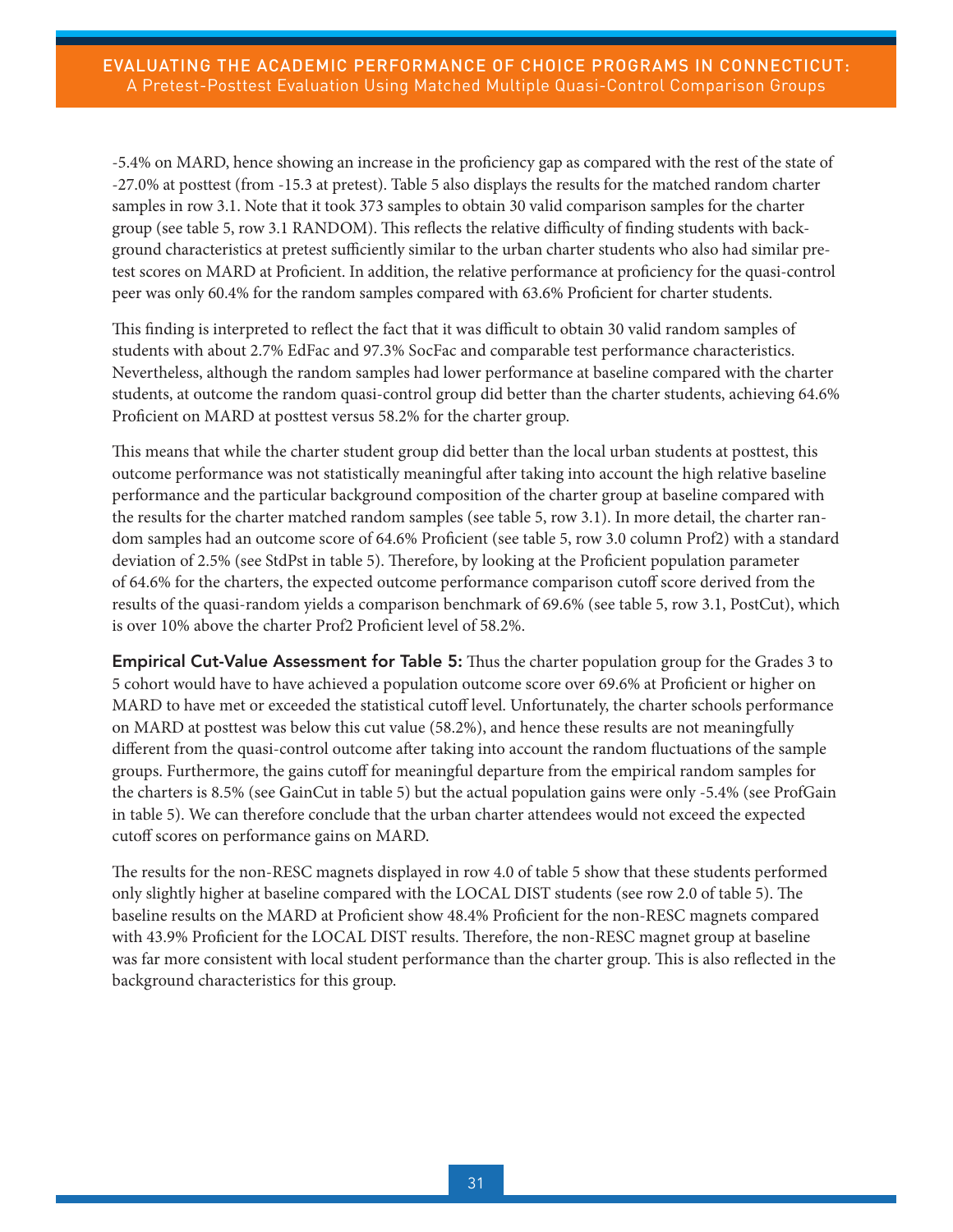-5.4% on MARD, hence showing an increase in the proficiency gap as compared with the rest of the state of -27.0% at posttest (from -15.3 at pretest). Table 5 also displays the results for the matched random charter samples in row 3.1. Note that it took 373 samples to obtain 30 valid comparison samples for the charter group (see table 5, row 3.1 RANDOM). This reflects the relative difficulty of finding students with background characteristics at pretest sufficiently similar to the urban charter students who also had similar pretest scores on MARD at Proficient. In addition, the relative performance at proficiency for the quasi-control peer was only 60.4% for the random samples compared with 63.6% Proficient for charter students.

This finding is interpreted to reflect the fact that it was difficult to obtain 30 valid random samples of students with about 2.7% EdFac and 97.3% SocFac and comparable test performance characteristics. Nevertheless, although the random samples had lower performance at baseline compared with the charter students, at outcome the random quasi-control group did better than the charter students, achieving 64.6% Proficient on MARD at posttest versus 58.2% for the charter group.

This means that while the charter student group did better than the local urban students at posttest, this outcome performance was not statistically meaningful after taking into account the high relative baseline performance and the particular background composition of the charter group at baseline compared with the results for the charter matched random samples (see table 5, row 3.1). In more detail, the charter random samples had an outcome score of 64.6% Proficient (see table 5, row 3.0 column Prof2) with a standard deviation of 2.5% (see StdPst in table 5). Therefore, by looking at the Proficient population parameter of 64.6% for the charters, the expected outcome performance comparison cutoff score derived from the results of the quasi-random yields a comparison benchmark of 69.6% (see table 5, row 3.1, PostCut), which is over 10% above the charter Prof2 Proficient level of 58.2%.

**Empirical Cut-Value Assessment for Table 5:** Thus the charter population group for the Grades 3 to 5 cohort would have to have achieved a population outcome score over 69.6% at Proficient or higher on MARD to have met or exceeded the statistical cutoff level. Unfortunately, the charter schools performance on MARD at posttest was below this cut value (58.2%), and hence these results are not meaningfully different from the quasi-control outcome after taking into account the random fluctuations of the sample groups. Furthermore, the gains cutoff for meaningful departure from the empirical random samples for the charters is 8.5% (see GainCut in table 5) but the actual population gains were only -5.4% (see ProfGain in table 5). We can therefore conclude that the urban charter attendees would not exceed the expected cutoff scores on performance gains on MARD.

The results for the non-RESC magnets displayed in row 4.0 of table 5 show that these students performed only slightly higher at baseline compared with the LOCAL DIST students (see row 2.0 of table 5). The baseline results on the MARD at Proficient show 48.4% Proficient for the non-RESC magnets compared with 43.9% Proficient for the LOCAL DIST results. Therefore, the non-RESC magnet group at baseline was far more consistent with local student performance than the charter group. This is also reflected in the background characteristics for this group.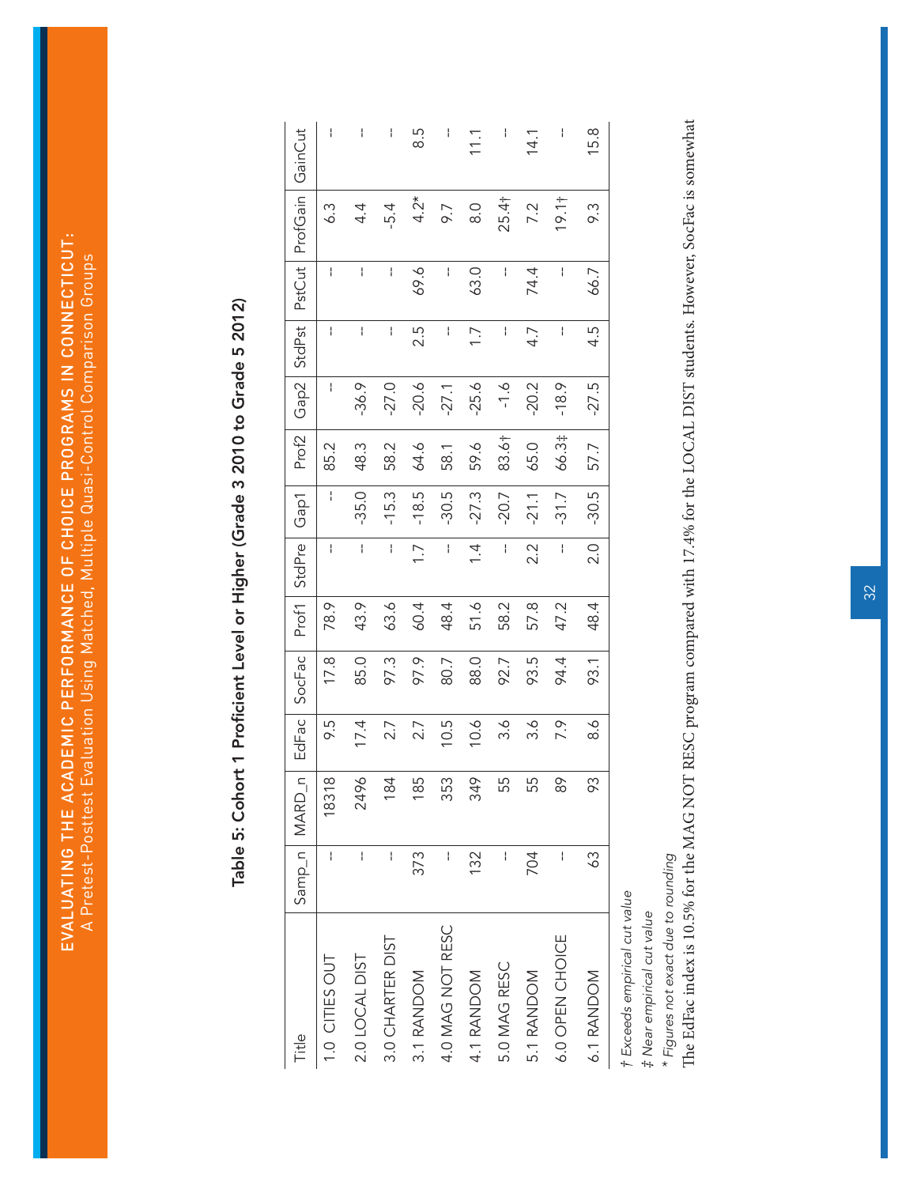### Table 5: Cohort 1 Proficient Level or Higher (Grade 3 2010 to Grade 5 2012)

| Title | Samp_n | MARD_n | EdFac | SocFac | Prof1 | StdPre | Gap1 | Prof2 | Gap2 | StdPst | PstCut | ProfGain | GainCut |
|---|---|---|---|---|---|---|---|---|---|---|---|---|---|
| 1.0 CITIES OUT | -- | 18318 | 9.5 | 17.8 | 78.9 | -- | -- | 85.2 | -- | -- | -- | 6.3 | -- |
| 2.0 LOCAL DIST | -- | 2496 | 17.4 | 85.0 | 43.9 | -- | -35.0 | 48.3 | -36.9 | -- | -- | 4.4 | -- |
| 3.0 CHARTER DIST | -- | 184 | 2.7 | 97.3 | 63.6 | -- | -15.3 | 58.2 | -27.0 | -- | -- | -5.4 | -- |
| 3.1 RANDOM | 373 | 185 | 2.7 | 97.9 | 60.4 | 1.7 | -18.5 | 64.6 | -20.6 | 2.5 | 69.6 | 4.2* | 8.5 |
| 4.0 MAG NOT RESC | -- | 353 | 10.5 | 80.7 | 48.4 | -- | -30.5 | 58.1 | -27.1 | -- | -- | 9.7 | -- |
| 4.1 RANDOM | 132 | 349 | 10.6 | 88.0 | 51.6 | 1.4 | -27.3 | 59.6 | -25.6 | 1.7 | 63.0 | 8.0 | 11.1 |
| 5.0 MAG RESC | -- | 55 | 3.6 | 92.7 | 58.2 | -- | -20.7 | 83.6† | -1.6 | -- | -- | 25.4† | -- |
| 5.1 RANDOM | 704 | 55 | 3.6 | 93.5 | 57.8 | 2.2 | -21.1 | 65.0 | -20.2 | 4.7 | 74.4 | 7.2 | 14.1 |
| 6.0 OPEN CHOICE | -- | 89 | 7.9 | 94.4 | 47.2 | -- | -31.7 | 66.3‡ | -18.9 | -- | -- | 19.1† | -- |
| 6.1 RANDOM | 63 | 93 | 8.6 | 93.1 | 48.4 | 2.0 | -30.5 | 57.7 | -27.5 | 4.5 | 66.7 | 9.3 | 15.8 |

*† Exceeds empirical cut value*
*‡ Near empirical cut value*
*\* Figures not exact due to rounding*

The EdFac index is 10.5% for the MAG NOT RESC program compared with 17.4% for the LOCAL DIST students. However, SocFac is somewhat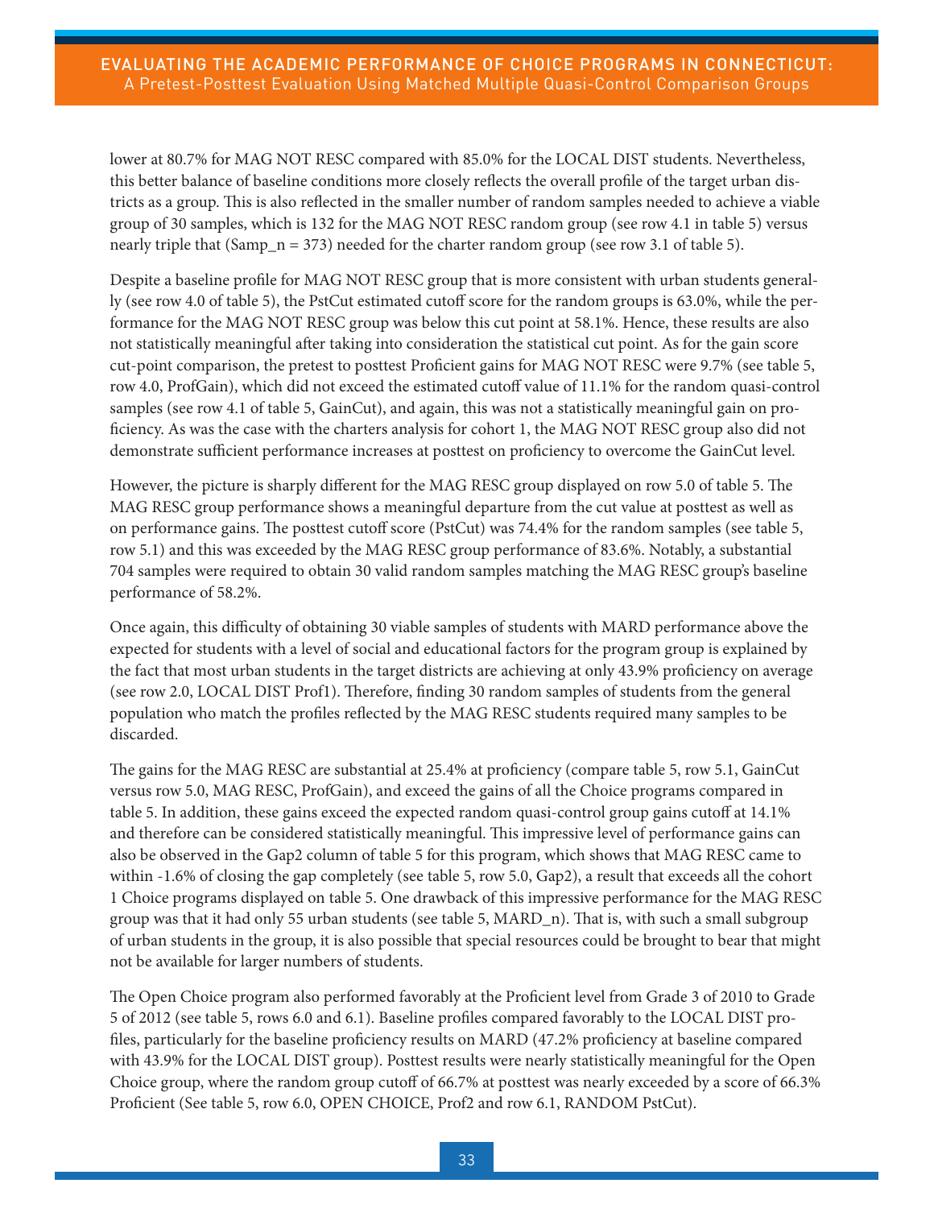lower at 80.7% for MAG NOT RESC compared with 85.0% for the LOCAL DIST students. Nevertheless, this better balance of baseline conditions more closely reflects the overall profile of the target urban districts as a group. This is also reflected in the smaller number of random samples needed to achieve a viable group of 30 samples, which is 132 for the MAG NOT RESC random group (see row 4.1 in table 5) versus nearly triple that (Samp_n = 373) needed for the charter random group (see row 3.1 of table 5).

Despite a baseline profile for MAG NOT RESC group that is more consistent with urban students generally (see row 4.0 of table 5), the PstCut estimated cutoff score for the random groups is 63.0%, while the performance for the MAG NOT RESC group was below this cut point at 58.1%. Hence, these results are also not statistically meaningful after taking into consideration the statistical cut point. As for the gain score cut-point comparison, the pretest to posttest Proficient gains for MAG NOT RESC were 9.7% (see table 5, row 4.0, ProfGain), which did not exceed the estimated cutoff value of 11.1% for the random quasi-control samples (see row 4.1 of table 5, GainCut), and again, this was not a statistically meaningful gain on proficiency. As was the case with the charters analysis for cohort 1, the MAG NOT RESC group also did not demonstrate sufficient performance increases at posttest on proficiency to overcome the GainCut level.

However, the picture is sharply different for the MAG RESC group displayed on row 5.0 of table 5. The MAG RESC group performance shows a meaningful departure from the cut value at posttest as well as on performance gains. The posttest cutoff score (PstCut) was 74.4% for the random samples (see table 5, row 5.1) and this was exceeded by the MAG RESC group performance of 83.6%. Notably, a substantial 704 samples were required to obtain 30 valid random samples matching the MAG RESC group's baseline performance of 58.2%.

Once again, this difficulty of obtaining 30 viable samples of students with MARD performance above the expected for students with a level of social and educational factors for the program group is explained by the fact that most urban students in the target districts are achieving at only 43.9% proficiency on average (see row 2.0, LOCAL DIST Prof1). Therefore, finding 30 random samples of students from the general population who match the profiles reflected by the MAG RESC students required many samples to be discarded.

The gains for the MAG RESC are substantial at 25.4% at proficiency (compare table 5, row 5.1, GainCut versus row 5.0, MAG RESC, ProfGain), and exceed the gains of all the Choice programs compared in table 5. In addition, these gains exceed the expected random quasi-control group gains cutoff at 14.1% and therefore can be considered statistically meaningful. This impressive level of performance gains can also be observed in the Gap2 column of table 5 for this program, which shows that MAG RESC came to within -1.6% of closing the gap completely (see table 5, row 5.0, Gap2), a result that exceeds all the cohort 1 Choice programs displayed on table 5. One drawback of this impressive performance for the MAG RESC group was that it had only 55 urban students (see table 5, MARD_n). That is, with such a small subgroup of urban students in the group, it is also possible that special resources could be brought to bear that might not be available for larger numbers of students.

The Open Choice program also performed favorably at the Proficient level from Grade 3 of 2010 to Grade 5 of 2012 (see table 5, rows 6.0 and 6.1). Baseline profiles compared favorably to the LOCAL DIST profiles, particularly for the baseline proficiency results on MARD (47.2% proficiency at baseline compared with 43.9% for the LOCAL DIST group). Posttest results were nearly statistically meaningful for the Open Choice group, where the random group cutoff of 66.7% at posttest was nearly exceeded by a score of 66.3% Proficient (See table 5, row 6.0, OPEN CHOICE, Prof2 and row 6.1, RANDOM PstCut).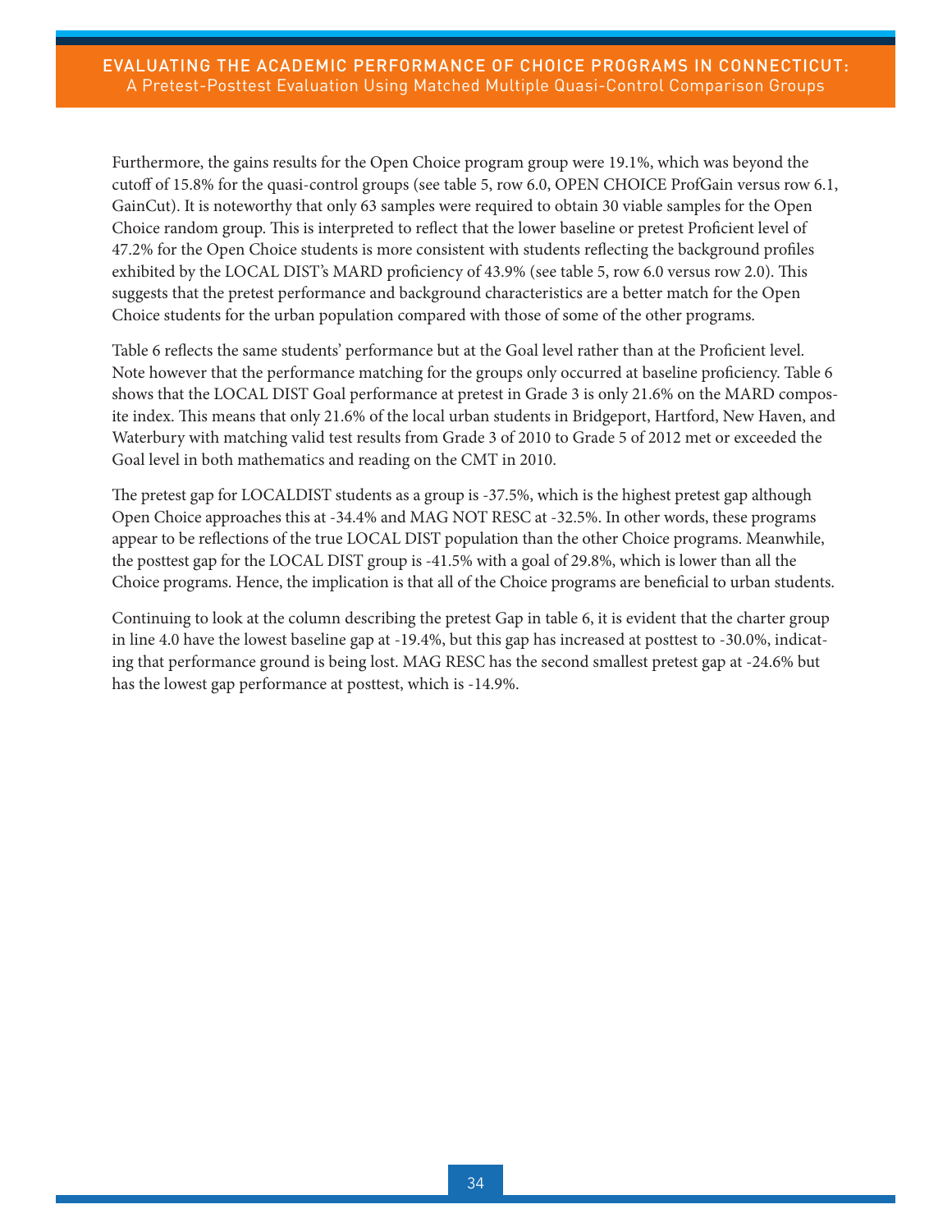Furthermore, the gains results for the Open Choice program group were 19.1%, which was beyond the cutoff of 15.8% for the quasi-control groups (see table 5, row 6.0, OPEN CHOICE ProfGain versus row 6.1, GainCut). It is noteworthy that only 63 samples were required to obtain 30 viable samples for the Open Choice random group. This is interpreted to reflect that the lower baseline or pretest Proficient level of 47.2% for the Open Choice students is more consistent with students reflecting the background profiles exhibited by the LOCAL DIST's MARD proficiency of 43.9% (see table 5, row 6.0 versus row 2.0). This suggests that the pretest performance and background characteristics are a better match for the Open Choice students for the urban population compared with those of some of the other programs.

Table 6 reflects the same students' performance but at the Goal level rather than at the Proficient level. Note however that the performance matching for the groups only occurred at baseline proficiency. Table 6 shows that the LOCAL DIST Goal performance at pretest in Grade 3 is only 21.6% on the MARD composite index. This means that only 21.6% of the local urban students in Bridgeport, Hartford, New Haven, and Waterbury with matching valid test results from Grade 3 of 2010 to Grade 5 of 2012 met or exceeded the Goal level in both mathematics and reading on the CMT in 2010.

The pretest gap for LOCALDIST students as a group is -37.5%, which is the highest pretest gap although Open Choice approaches this at -34.4% and MAG NOT RESC at -32.5%. In other words, these programs appear to be reflections of the true LOCAL DIST population than the other Choice programs. Meanwhile, the posttest gap for the LOCAL DIST group is -41.5% with a goal of 29.8%, which is lower than all the Choice programs. Hence, the implication is that all of the Choice programs are beneficial to urban students.

Continuing to look at the column describing the pretest Gap in table 6, it is evident that the charter group in line 4.0 have the lowest baseline gap at -19.4%, but this gap has increased at posttest to -30.0%, indicating that performance ground is being lost. MAG RESC has the second smallest pretest gap at -24.6% but has the lowest gap performance at posttest, which is -14.9%.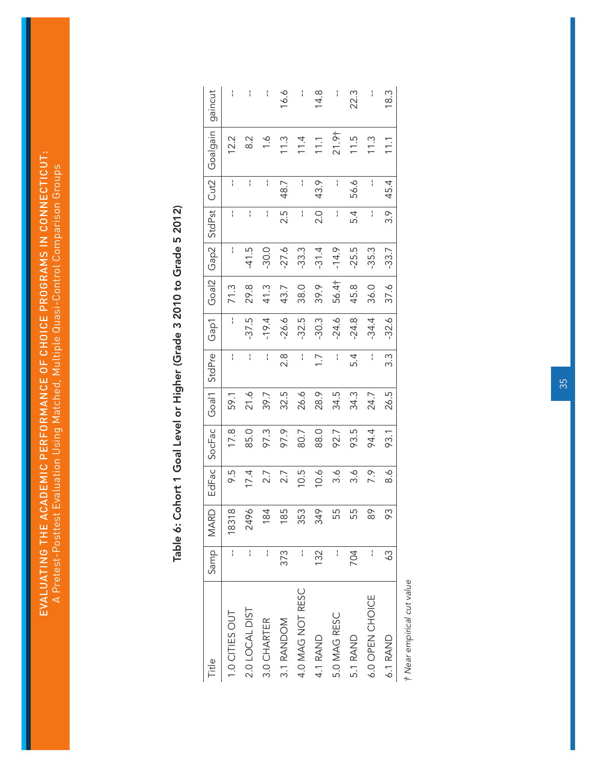## Table 6: Cohort 1 Goal Level or Higher (Grade 3 2010 to Grade 5 2012)

| Title | Samp | MARD | EdFac | SocFac | Goal1 | StdPre | Gap1 | Goal2 | Gap2 | StdPst | Cut2 | Goalgain | gaincut |
|---|---|---|---|---|---|---|---|---|---|---|---|---|---|
| 1.0 CITIES OUT | -- | 18318 | 9.5 | 17.8 | 59.1 | -- | -- | 71.3 | -- | -- | -- | 12.2 | -- |
| 2.0 LOCAL DIST | -- | 2496 | 17.4 | 85.0 | 21.6 | -- | -37.5 | 29.8 | -41.5 | -- | -- | 8.2 | -- |
| 3.0 CHARTER | -- | 184 | 2.7 | 97.3 | 39.7 | -- | -19.4 | 41.3 | -30.0 | -- | -- | 1.6 | -- |
| 3.1 RANDOM | 373 | 185 | 2.7 | 97.9 | 32.5 | 2.8 | -26.6 | 43.7 | -27.6 | 2.5 | 48.7 | 11.3 | 16.6 |
| 4.0 MAG NOT RESC | -- | 353 | 10.5 | 80.7 | 26.6 | -- | -32.5 | 38.0 | -33.3 | -- | -- | 11.4 | -- |
| 4.1 RAND | 132 | 349 | 10.6 | 88.0 | 28.9 | 1.7 | -30.3 | 39.9 | -31.4 | 2.0 | 43.9 | 11.1 | 14.8 |
| 5.0 MAG RESC | -- | 55 | 3.6 | 92.7 | 34.5 | -- | -24.6 | 56.4† | -14.9 | -- | -- | 21.9† | -- |
| 5.1 RAND | 704 | 55 | 3.6 | 93.5 | 34.3 | 5.4 | -24.8 | 45.8 | -25.5 | 5.4 | 56.6 | 11.5 | 22.3 |
| 6.0 OPEN CHOICE | -- | 89 | 7.9 | 94.4 | 24.7 | -- | -34.4 | 36.0 | -35.3 | -- | -- | 11.3 | -- |
| 6.1 RAND | 63 | 93 | 8.6 | 93.1 | 26.5 | 3.3 | -32.6 | 37.6 | -33.7 | 3.9 | 45.4 | 11.1 | 18.3 |

*† Near empirical cut value*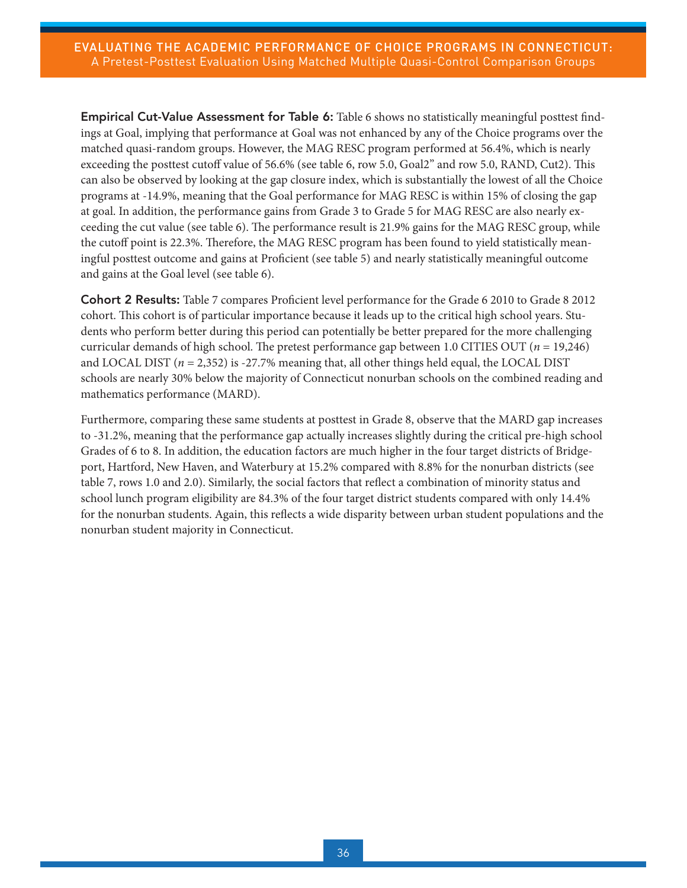**Empirical Cut-Value Assessment for Table 6:** Table 6 shows no statistically meaningful posttest findings at Goal, implying that performance at Goal was not enhanced by any of the Choice programs over the matched quasi-random groups. However, the MAG RESC program performed at 56.4%, which is nearly exceeding the posttest cutoff value of 56.6% (see table 6, row 5.0, Goal2" and row 5.0, RAND, Cut2). This can also be observed by looking at the gap closure index, which is substantially the lowest of all the Choice programs at -14.9%, meaning that the Goal performance for MAG RESC is within 15% of closing the gap at goal. In addition, the performance gains from Grade 3 to Grade 5 for MAG RESC are also nearly exceeding the cut value (see table 6). The performance result is 21.9% gains for the MAG RESC group, while the cutoff point is 22.3%. Therefore, the MAG RESC program has been found to yield statistically meaningful posttest outcome and gains at Proficient (see table 5) and nearly statistically meaningful outcome and gains at the Goal level (see table 6).

**Cohort 2 Results:** Table 7 compares Proficient level performance for the Grade 6 2010 to Grade 8 2012 cohort. This cohort is of particular importance because it leads up to the critical high school years. Students who perform better during this period can potentially be better prepared for the more challenging curricular demands of high school. The pretest performance gap between 1.0 CITIES OUT (*n* = 19,246) and LOCAL DIST (*n* = 2,352) is -27.7% meaning that, all other things held equal, the LOCAL DIST schools are nearly 30% below the majority of Connecticut nonurban schools on the combined reading and mathematics performance (MARD).

Furthermore, comparing these same students at posttest in Grade 8, observe that the MARD gap increases to -31.2%, meaning that the performance gap actually increases slightly during the critical pre-high school Grades of 6 to 8. In addition, the education factors are much higher in the four target districts of Bridgeport, Hartford, New Haven, and Waterbury at 15.2% compared with 8.8% for the nonurban districts (see table 7, rows 1.0 and 2.0). Similarly, the social factors that reflect a combination of minority status and school lunch program eligibility are 84.3% of the four target district students compared with only 14.4% for the nonurban students. Again, this reflects a wide disparity between urban student populations and the nonurban student majority in Connecticut.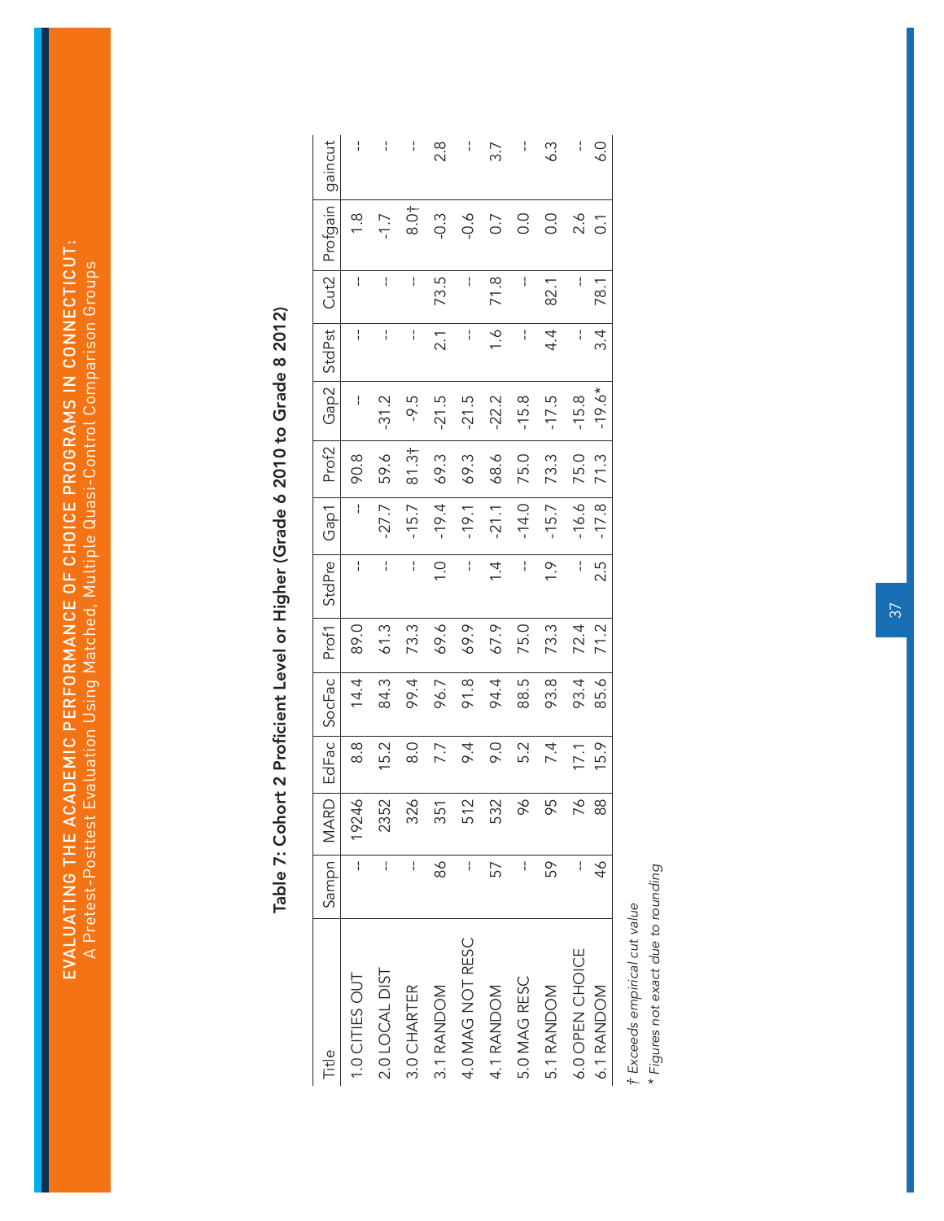## Table 7: Cohort 2 Proficient Level or Higher (Grade 6 2010 to Grade 8 2012)

| Title | Sampn | MARD | EdFac | SocFac | Prof1 | StdPre | Gap1 | Prof2 | Gap2 | StdPst | Cut2 | Profgain | gaincut |
|---|---|---|---|---|---|---|---|---|---|---|---|---|---|
| 1.0 CITIES OUT | -- | 19246 | 8.8 | 14.4 | 89.0 | -- | -- | 90.8 | -- | -- | -- | 1.8 | -- |
| 2.0 LOCAL DIST | -- | 2352 | 15.2 | 84.3 | 61.3 | -- | -27.7 | 59.6 | -31.2 | -- | -- | -1.7 | -- |
| 3.0 CHARTER | -- | 326 | 8.0 | 99.4 | 73.3 | -- | -15.7 | 81.3† | -9.5 | -- | -- | 8.0† | -- |
| 3.1 RANDOM | 86 | 351 | 7.7 | 96.7 | 69.6 | 1.0 | -19.4 | 69.3 | -21.5 | 2.1 | 73.5 | -0.3 | 2.8 |
| 4.0 MAG NOT RESC | -- | 512 | 9.4 | 91.8 | 69.9 | -- | -19.1 | 69.3 | -21.5 | -- | -- | -0.6 | -- |
| 4.1 RANDOM | 57 | 532 | 9.0 | 94.4 | 67.9 | 1.4 | -21.1 | 68.6 | -22.2 | 1.6 | 71.8 | 0.7 | 3.7 |
| 5.0 MAG RESC | -- | 96 | 5.2 | 88.5 | 75.0 | -- | -14.0 | 75.0 | -15.8 | -- | -- | 0.0 | -- |
| 5.1 RANDOM | 59 | 95 | 7.4 | 93.8 | 73.3 | 1.9 | -15.7 | 73.3 | -17.5 | 4.4 | 82.1 | 0.0 | 6.3 |
| 6.0 OPEN CHOICE | -- | 76 | 17.1 | 93.4 | 72.4 | -- | -16.6 | 75.0 | -15.8 | -- | -- | 2.6 | -- |
| 6.1 RANDOM | 46 | 88 | 15.9 | 85.6 | 71.2 | 2.5 | -17.8 | 71.3 | -19.6* | 3.4 | 78.1 | 0.1 | 6.0 |

*† Exceeds empirical cut value*

*\* Figures not exact due to rounding*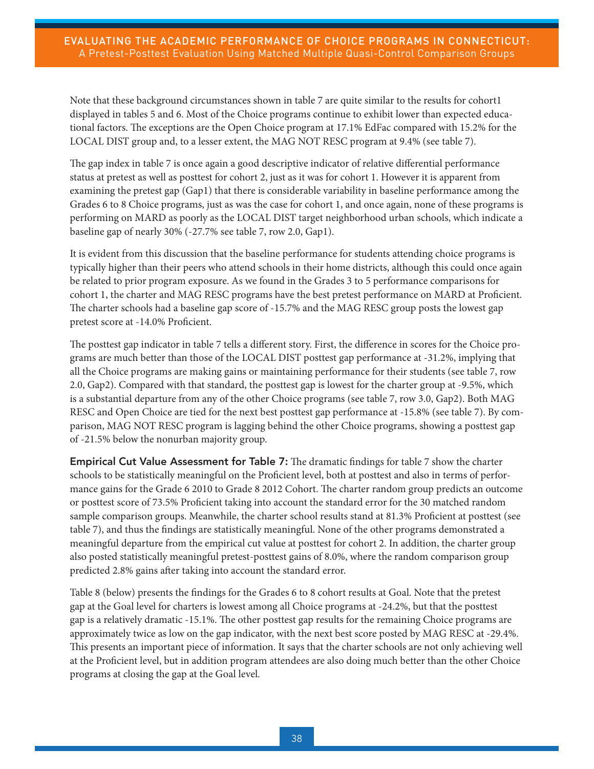Note that these background circumstances shown in table 7 are quite similar to the results for cohort1 displayed in tables 5 and 6. Most of the Choice programs continue to exhibit lower than expected educational factors. The exceptions are the Open Choice program at 17.1% EdFac compared with 15.2% for the LOCAL DIST group and, to a lesser extent, the MAG NOT RESC program at 9.4% (see table 7).

The gap index in table 7 is once again a good descriptive indicator of relative differential performance status at pretest as well as posttest for cohort 2, just as it was for cohort 1. However it is apparent from examining the pretest gap (Gap1) that there is considerable variability in baseline performance among the Grades 6 to 8 Choice programs, just as was the case for cohort 1, and once again, none of these programs is performing on MARD as poorly as the LOCAL DIST target neighborhood urban schools, which indicate a baseline gap of nearly 30% (-27.7% see table 7, row 2.0, Gap1).

It is evident from this discussion that the baseline performance for students attending choice programs is typically higher than their peers who attend schools in their home districts, although this could once again be related to prior program exposure. As we found in the Grades 3 to 5 performance comparisons for cohort 1, the charter and MAG RESC programs have the best pretest performance on MARD at Proficient. The charter schools had a baseline gap score of -15.7% and the MAG RESC group posts the lowest gap pretest score at -14.0% Proficient.

The posttest gap indicator in table 7 tells a different story. First, the difference in scores for the Choice programs are much better than those of the LOCAL DIST posttest gap performance at -31.2%, implying that all the Choice programs are making gains or maintaining performance for their students (see table 7, row 2.0, Gap2). Compared with that standard, the posttest gap is lowest for the charter group at -9.5%, which is a substantial departure from any of the other Choice programs (see table 7, row 3.0, Gap2). Both MAG RESC and Open Choice are tied for the next best posttest gap performance at -15.8% (see table 7). By comparison, MAG NOT RESC program is lagging behind the other Choice programs, showing a posttest gap of -21.5% below the nonurban majority group.

**Empirical Cut Value Assessment for Table 7:** The dramatic findings for table 7 show the charter schools to be statistically meaningful on the Proficient level, both at posttest and also in terms of performance gains for the Grade 6 2010 to Grade 8 2012 Cohort. The charter random group predicts an outcome or posttest score of 73.5% Proficient taking into account the standard error for the 30 matched random sample comparison groups. Meanwhile, the charter school results stand at 81.3% Proficient at posttest (see table 7), and thus the findings are statistically meaningful. None of the other programs demonstrated a meaningful departure from the empirical cut value at posttest for cohort 2. In addition, the charter group also posted statistically meaningful pretest-posttest gains of 8.0%, where the random comparison group predicted 2.8% gains after taking into account the standard error.

Table 8 (below) presents the findings for the Grades 6 to 8 cohort results at Goal. Note that the pretest gap at the Goal level for charters is lowest among all Choice programs at -24.2%, but that the posttest gap is a relatively dramatic -15.1%. The other posttest gap results for the remaining Choice programs are approximately twice as low on the gap indicator, with the next best score posted by MAG RESC at -29.4%. This presents an important piece of information. It says that the charter schools are not only achieving well at the Proficient level, but in addition program attendees are also doing much better than the other Choice programs at closing the gap at the Goal level.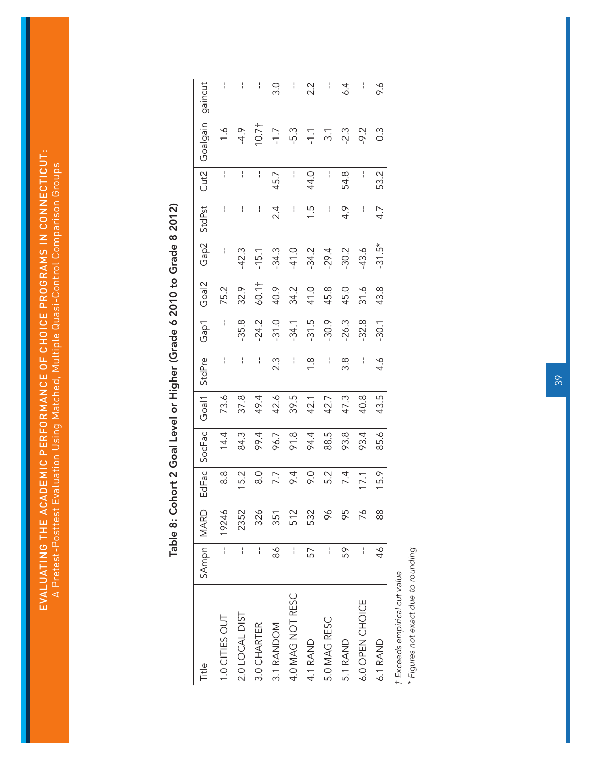## Table 8: Cohort 2 Goal Level or Higher (Grade 6 2010 to Grade 8 2012)

| Title | SAmpn | MARD | EdFac | SocFac | Goal1 | StdPre | Gap1 | Goal2 | Gap2 | StdPst | Cut2 | Goalgain | gaincut |
|---|---|---|---|---|---|---|---|---|---|---|---|---|---|
| 1.0 CITIES OUT | -- | 19246 | 8.8 | 14.4 | 73.6 | -- | -- | 75.2 | -- | -- | -- | 1.6 | -- |
| 2.0 LOCAL DIST | -- | 2352 | 15.2 | 84.3 | 37.8 | -- | -35.8 | 32.9 | -42.3 | -- | -- | -4.9 | -- |
| 3.0 CHARTER | -- | 326 | 8.0 | 99.4 | 49.4 | -- | -24.2 | 60.1† | -15.1 | -- | -- | 10.7† | -- |
| 3.1 RANDOM | 86 | 351 | 7.7 | 96.7 | 42.6 | 2.3 | -31.0 | 40.9 | -34.3 | 2.4 | 45.7 | -1.7 | 3.0 |
| 4.0 MAG NOT RESC | -- | 512 | 9.4 | 91.8 | 39.5 | -- | -34.1 | 34.2 | -41.0 | -- | -- | -5.3 | -- |
| 4.1 RAND | 57 | 532 | 9.0 | 94.4 | 42.1 | 1.8 | -31.5 | 41.0 | -34.2 | 1.5 | 44.0 | -1.1 | 2.2 |
| 5.0 MAG RESC | -- | 96 | 5.2 | 88.5 | 42.7 | -- | -30.9 | 45.8 | -29.4 | -- | -- | 3.1 | -- |
| 5.1 RAND | 59 | 95 | 7.4 | 93.8 | 47.3 | 3.8 | -26.3 | 45.0 | -30.2 | 4.9 | 54.8 | -2.3 | 6.4 |
| 6.0 OPEN CHOICE | -- | 76 | 17.1 | 93.4 | 40.8 | -- | -32.8 | 31.6 | -43.6 | -- | -- | -9.2 | -- |
| 6.1 RAND | 46 | 88 | 15.9 | 85.6 | 43.5 | 4.6 | -30.1 | 43.8 | -31.5* | 4.7 | 53.2 | 0.3 | 9.6 |

*† Exceeds empirical cut value*

*\* Figures not exact due to rounding*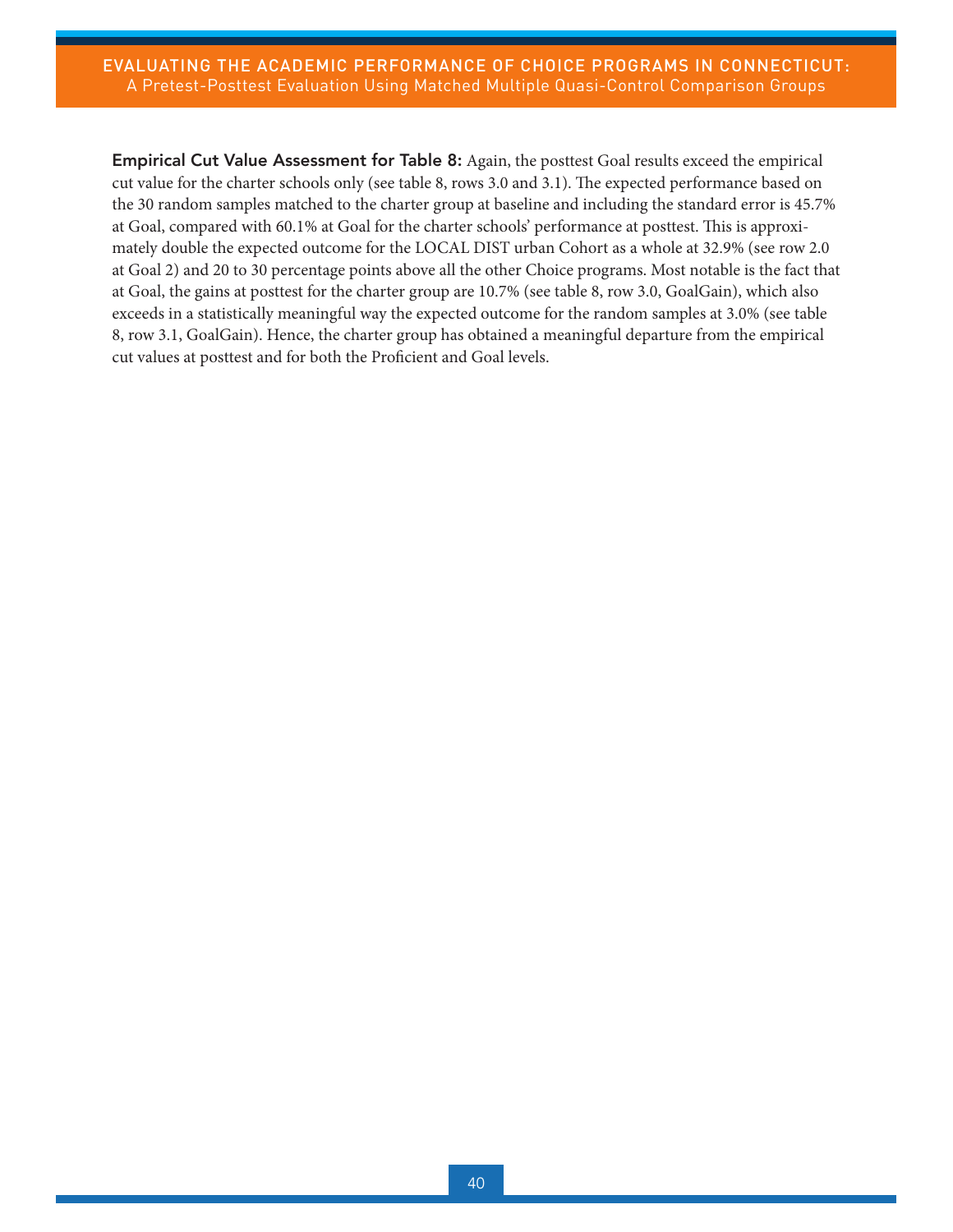**Empirical Cut Value Assessment for Table 8:** Again, the posttest Goal results exceed the empirical cut value for the charter schools only (see table 8, rows 3.0 and 3.1). The expected performance based on the 30 random samples matched to the charter group at baseline and including the standard error is 45.7% at Goal, compared with 60.1% at Goal for the charter schools' performance at posttest. This is approximately double the expected outcome for the LOCAL DIST urban Cohort as a whole at 32.9% (see row 2.0 at Goal 2) and 20 to 30 percentage points above all the other Choice programs. Most notable is the fact that at Goal, the gains at posttest for the charter group are 10.7% (see table 8, row 3.0, GoalGain), which also exceeds in a statistically meaningful way the expected outcome for the random samples at 3.0% (see table 8, row 3.1, GoalGain). Hence, the charter group has obtained a meaningful departure from the empirical cut values at posttest and for both the Proficient and Goal levels.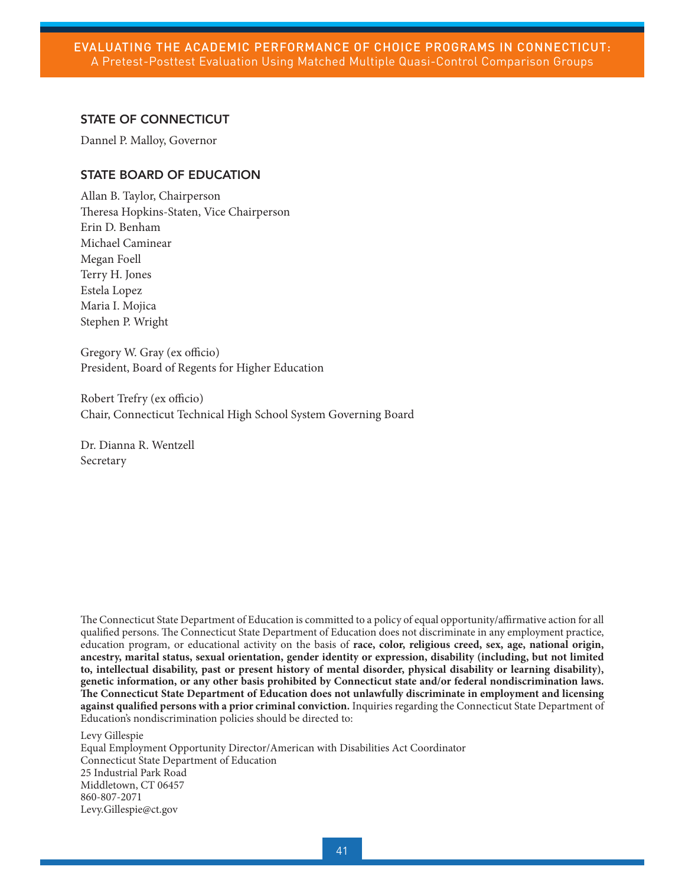## STATE OF CONNECTICUT

Dannel P. Malloy, Governor

## STATE BOARD OF EDUCATION

Allan B. Taylor, Chairperson
Theresa Hopkins-Staten, Vice Chairperson
Erin D. Benham
Michael Caminear
Megan Foell
Terry H. Jones
Estela Lopez
Maria I. Mojica
Stephen P. Wright

Gregory W. Gray (ex officio)
President, Board of Regents for Higher Education

Robert Trefry (ex officio)
Chair, Connecticut Technical High School System Governing Board

Dr. Dianna R. Wentzell
Secretary

The Connecticut State Department of Education is committed to a policy of equal opportunity/affirmative action for all qualified persons. The Connecticut State Department of Education does not discriminate in any employment practice, education program, or educational activity on the basis of **race, color, religious creed, sex, age, national origin, ancestry, marital status, sexual orientation, gender identity or expression, disability (including, but not limited to, intellectual disability, past or present history of mental disorder, physical disability or learning disability), genetic information, or any other basis prohibited by Connecticut state and/or federal nondiscrimination laws. The Connecticut State Department of Education does not unlawfully discriminate in employment and licensing against qualified persons with a prior criminal conviction.** Inquiries regarding the Connecticut State Department of Education's nondiscrimination policies should be directed to:

Levy Gillespie
Equal Employment Opportunity Director/American with Disabilities Act Coordinator
Connecticut State Department of Education
25 Industrial Park Road
Middletown, CT 06457
860-807-2071
Levy.Gillespie@ct.gov